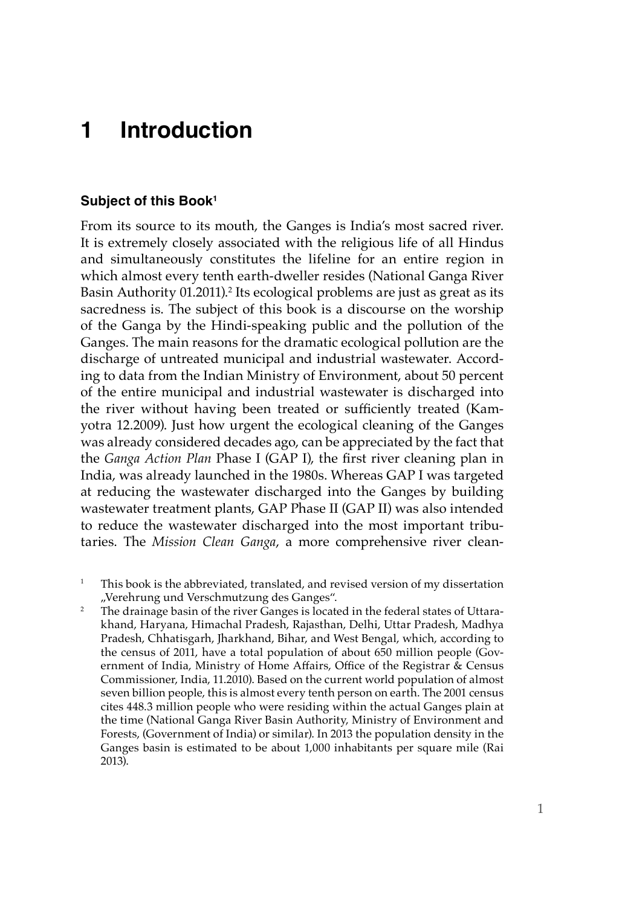# 1 Introduction

### Subject of this Book[1]

From its source to its mouth, the Ganges is India's most sacred river. It is extremely closely associated with the religious life of all Hindus and simultaneously constitutes the lifeline for an entire region in which almost every tenth earth-dweller resides (National Ganga River Basin Authority 01.2011).[2] Its ecological problems are just as great as its sacredness is. The subject of this book is a discourse on the worship of the Ganga by the Hindi-speaking public and the pollution of the Ganges. The main reasons for the dramatic ecological pollution are the discharge of untreated municipal and industrial wastewater. According to data from the Indian Ministry of Environment, about 50 percent of the entire municipal and industrial wastewater is discharged into the river without having been treated or sufficiently treated (Kamyotra 12.2009). Just how urgent the ecological cleaning of the Ganges was already considered decades ago, can be appreciated by the fact that the *Ganga Action Plan* Phase I (GAP I), the first river cleaning plan in India, was already launched in the 1980s. Whereas GAP I was targeted at reducing the wastewater discharged into the Ganges by building wastewater treatment plants, GAP Phase II (GAP II) was also intended to reduce the wastewater discharged into the most important tributaries. The *Mission Clean Ganga*, a more comprehensive river clean-

[1] This book is the abbreviated, translated, and revised version of my dissertation „Verehrung und Verschmutzung des Ganges".

[2] The drainage basin of the river Ganges is located in the federal states of Uttarakhand, Haryana, Himachal Pradesh, Rajasthan, Delhi, Uttar Pradesh, Madhya Pradesh, Chhatisgarh, Jharkhand, Bihar, and West Bengal, which, according to the census of 2011, have a total population of about 650 million people (Government of India, Ministry of Home Affairs, Office of the Registrar & Census Commissioner, India, 11.2010). Based on the current world population of almost seven billion people, this is almost every tenth person on earth. The 2001 census cites 448.3 million people who were residing within the actual Ganges plain at the time (National Ganga River Basin Authority, Ministry of Environment and Forests, (Government of India) or similar). In 2013 the population density in the Ganges basin is estimated to be about 1,000 inhabitants per square mile (Rai 2013).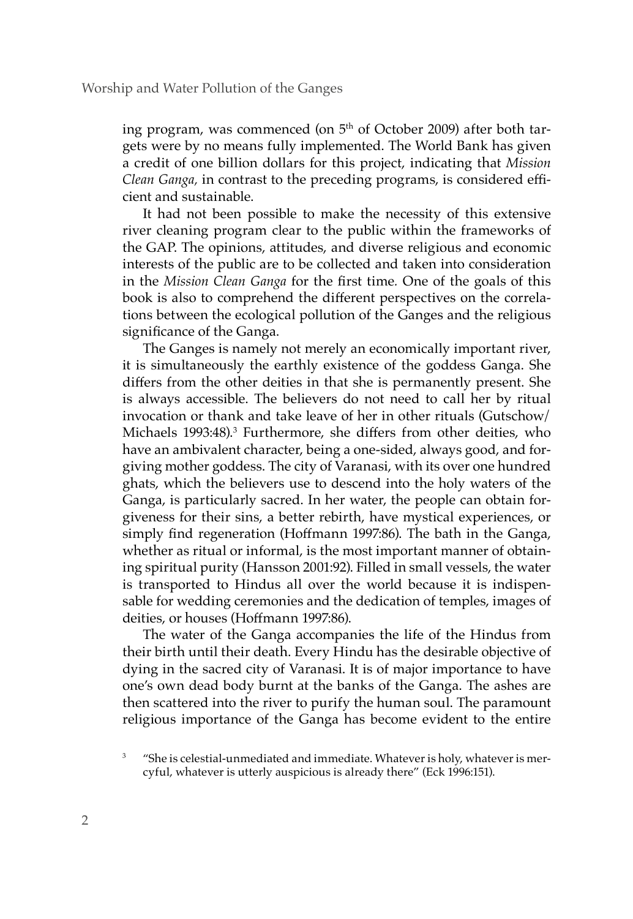ing program, was commenced (on 5th of October 2009) after both targets were by no means fully implemented. The World Bank has given a credit of one billion dollars for this project, indicating that *Mission Clean Ganga*, in contrast to the preceding programs, is considered efficient and sustainable.

It had not been possible to make the necessity of this extensive river cleaning program clear to the public within the frameworks of the GAP. The opinions, attitudes, and diverse religious and economic interests of the public are to be collected and taken into consideration in the *Mission Clean Ganga* for the first time. One of the goals of this book is also to comprehend the different perspectives on the correlations between the ecological pollution of the Ganges and the religious significance of the Ganga.

The Ganges is namely not merely an economically important river, it is simultaneously the earthly existence of the goddess Ganga. She differs from the other deities in that she is permanently present. She is always accessible. The believers do not need to call her by ritual invocation or thank and take leave of her in other rituals (Gutschow/Michaels 1993:48).[3] Furthermore, she differs from other deities, who have an ambivalent character, being a one-sided, always good, and forgiving mother goddess. The city of Varanasi, with its over one hundred ghats, which the believers use to descend into the holy waters of the Ganga, is particularly sacred. In her water, the people can obtain forgiveness for their sins, a better rebirth, have mystical experiences, or simply find regeneration (Hoffmann 1997:86). The bath in the Ganga, whether as ritual or informal, is the most important manner of obtaining spiritual purity (Hansson 2001:92). Filled in small vessels, the water is transported to Hindus all over the world because it is indispensable for wedding ceremonies and the dedication of temples, images of deities, or houses (Hoffmann 1997:86).

The water of the Ganga accompanies the life of the Hindus from their birth until their death. Every Hindu has the desirable objective of dying in the sacred city of Varanasi. It is of major importance to have one's own dead body burnt at the banks of the Ganga. The ashes are then scattered into the river to purify the human soul. The paramount religious importance of the Ganga has become evident to the entire

[3] "She is celestial-unmediated and immediate. Whatever is holy, whatever is mercyful, whatever is utterly auspicious is already there" (Eck 1996:151).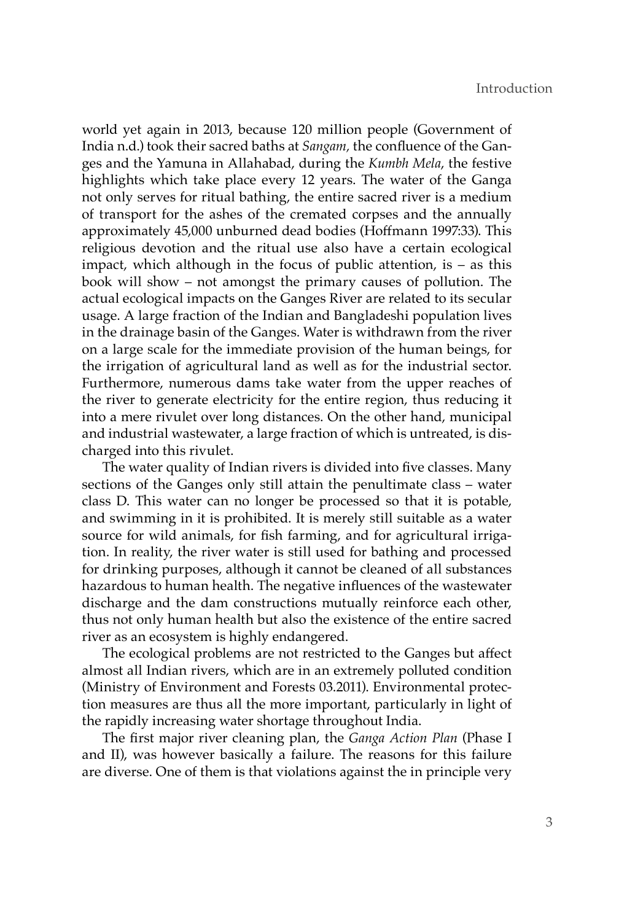world yet again in 2013, because 120 million people (Government of India n.d.) took their sacred baths at *Sangam*, the confluence of the Ganges and the Yamuna in Allahabad, during the *Kumbh Mela*, the festive highlights which take place every 12 years. The water of the Ganga not only serves for ritual bathing, the entire sacred river is a medium of transport for the ashes of the cremated corpses and the annually approximately 45,000 unburned dead bodies (Hoffmann 1997:33). This religious devotion and the ritual use also have a certain ecological impact, which although in the focus of public attention, is – as this book will show – not amongst the primary causes of pollution. The actual ecological impacts on the Ganges River are related to its secular usage. A large fraction of the Indian and Bangladeshi population lives in the drainage basin of the Ganges. Water is withdrawn from the river on a large scale for the immediate provision of the human beings, for the irrigation of agricultural land as well as for the industrial sector. Furthermore, numerous dams take water from the upper reaches of the river to generate electricity for the entire region, thus reducing it into a mere rivulet over long distances. On the other hand, municipal and industrial wastewater, a large fraction of which is untreated, is discharged into this rivulet.

The water quality of Indian rivers is divided into five classes. Many sections of the Ganges only still attain the penultimate class – water class D. This water can no longer be processed so that it is potable, and swimming in it is prohibited. It is merely still suitable as a water source for wild animals, for fish farming, and for agricultural irrigation. In reality, the river water is still used for bathing and processed for drinking purposes, although it cannot be cleaned of all substances hazardous to human health. The negative influences of the wastewater discharge and the dam constructions mutually reinforce each other, thus not only human health but also the existence of the entire sacred river as an ecosystem is highly endangered.

The ecological problems are not restricted to the Ganges but affect almost all Indian rivers, which are in an extremely polluted condition (Ministry of Environment and Forests 03.2011). Environmental protection measures are thus all the more important, particularly in light of the rapidly increasing water shortage throughout India.

The first major river cleaning plan, the *Ganga Action Plan* (Phase I and II), was however basically a failure. The reasons for this failure are diverse. One of them is that violations against the in principle very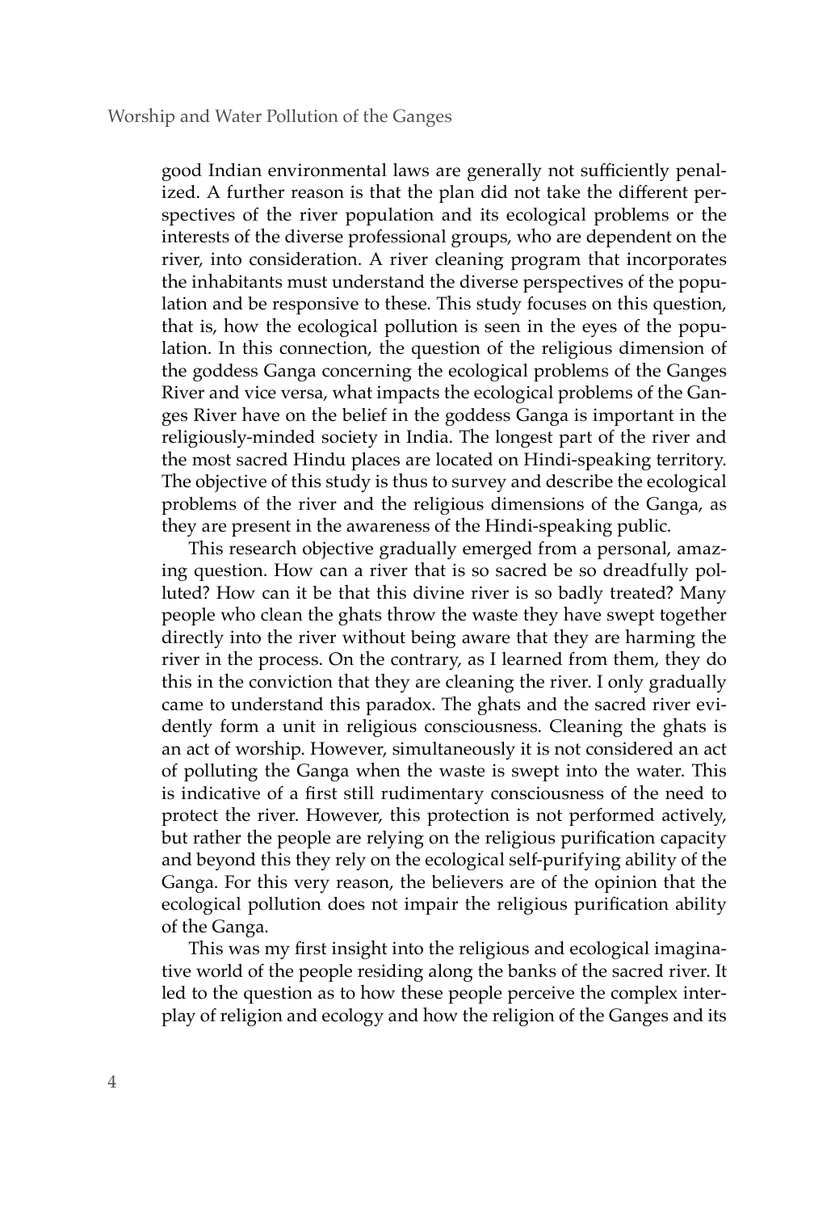good Indian environmental laws are generally not sufficiently penalized. A further reason is that the plan did not take the different perspectives of the river population and its ecological problems or the interests of the diverse professional groups, who are dependent on the river, into consideration. A river cleaning program that incorporates the inhabitants must understand the diverse perspectives of the population and be responsive to these. This study focuses on this question, that is, how the ecological pollution is seen in the eyes of the population. In this connection, the question of the religious dimension of the goddess Ganga concerning the ecological problems of the Ganges River and vice versa, what impacts the ecological problems of the Ganges River have on the belief in the goddess Ganga is important in the religiously-minded society in India. The longest part of the river and the most sacred Hindu places are located on Hindi-speaking territory. The objective of this study is thus to survey and describe the ecological problems of the river and the religious dimensions of the Ganga, as they are present in the awareness of the Hindi-speaking public.

This research objective gradually emerged from a personal, amazing question. How can a river that is so sacred be so dreadfully polluted? How can it be that this divine river is so badly treated? Many people who clean the ghats throw the waste they have swept together directly into the river without being aware that they are harming the river in the process. On the contrary, as I learned from them, they do this in the conviction that they are cleaning the river. I only gradually came to understand this paradox. The ghats and the sacred river evidently form a unit in religious consciousness. Cleaning the ghats is an act of worship. However, simultaneously it is not considered an act of polluting the Ganga when the waste is swept into the water. This is indicative of a first still rudimentary consciousness of the need to protect the river. However, this protection is not performed actively, but rather the people are relying on the religious purification capacity and beyond this they rely on the ecological self-purifying ability of the Ganga. For this very reason, the believers are of the opinion that the ecological pollution does not impair the religious purification ability of the Ganga.

This was my first insight into the religious and ecological imaginative world of the people residing along the banks of the sacred river. It led to the question as to how these people perceive the complex interplay of religion and ecology and how the religion of the Ganges and its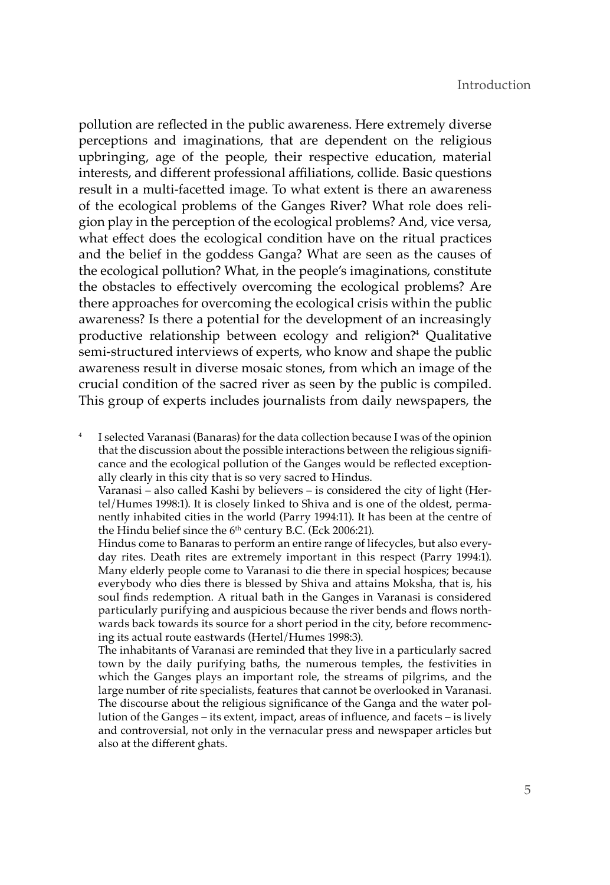pollution are reflected in the public awareness. Here extremely diverse perceptions and imaginations, that are dependent on the religious upbringing, age of the people, their respective education, material interests, and different professional affiliations, collide. Basic questions result in a multi-facetted image. To what extent is there an awareness of the ecological problems of the Ganges River? What role does religion play in the perception of the ecological problems? And, vice versa, what effect does the ecological condition have on the ritual practices and the belief in the goddess Ganga? What are seen as the causes of the ecological pollution? What, in the people's imaginations, constitute the obstacles to effectively overcoming the ecological problems? Are there approaches for overcoming the ecological crisis within the public awareness? Is there a potential for the development of an increasingly productive relationship between ecology and religion?[4] Qualitative semi-structured interviews of experts, who know and shape the public awareness result in diverse mosaic stones, from which an image of the crucial condition of the sacred river as seen by the public is compiled. This group of experts includes journalists from daily newspapers, the

[4] I selected Varanasi (Banaras) for the data collection because I was of the opinion that the discussion about the possible interactions between the religious significance and the ecological pollution of the Ganges would be reflected exceptionally clearly in this city that is so very sacred to Hindus.

Varanasi – also called Kashi by believers – is considered the city of light (Hertel/Humes 1998:1). It is closely linked to Shiva and is one of the oldest, permanently inhabited cities in the world (Parry 1994:11). It has been at the centre of the Hindu belief since the 6th century B.C. (Eck 2006:21).

Hindus come to Banaras to perform an entire range of lifecycles, but also everyday rites. Death rites are extremely important in this respect (Parry 1994:1). Many elderly people come to Varanasi to die there in special hospices; because everybody who dies there is blessed by Shiva and attains Moksha, that is, his soul finds redemption. A ritual bath in the Ganges in Varanasi is considered particularly purifying and auspicious because the river bends and flows northwards back towards its source for a short period in the city, before recommencing its actual route eastwards (Hertel/Humes 1998:3).

The inhabitants of Varanasi are reminded that they live in a particularly sacred town by the daily purifying baths, the numerous temples, the festivities in which the Ganges plays an important role, the streams of pilgrims, and the large number of rite specialists, features that cannot be overlooked in Varanasi. The discourse about the religious significance of the Ganga and the water pollution of the Ganges – its extent, impact, areas of influence, and facets – is lively and controversial, not only in the vernacular press and newspaper articles but also at the different ghats.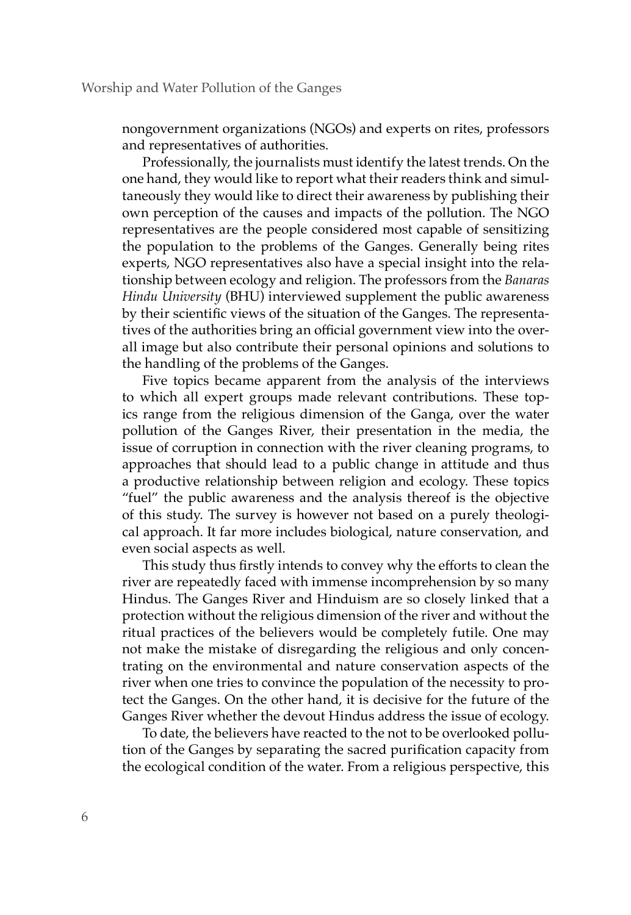nongovernment organizations (NGOs) and experts on rites, professors and representatives of authorities.

Professionally, the journalists must identify the latest trends. On the one hand, they would like to report what their readers think and simultaneously they would like to direct their awareness by publishing their own perception of the causes and impacts of the pollution. The NGO representatives are the people considered most capable of sensitizing the population to the problems of the Ganges. Generally being rites experts, NGO representatives also have a special insight into the relationship between ecology and religion. The professors from the *Banaras Hindu University* (BHU) interviewed supplement the public awareness by their scientific views of the situation of the Ganges. The representatives of the authorities bring an official government view into the overall image but also contribute their personal opinions and solutions to the handling of the problems of the Ganges.

Five topics became apparent from the analysis of the interviews to which all expert groups made relevant contributions. These topics range from the religious dimension of the Ganga, over the water pollution of the Ganges River, their presentation in the media, the issue of corruption in connection with the river cleaning programs, to approaches that should lead to a public change in attitude and thus a productive relationship between religion and ecology. These topics "fuel" the public awareness and the analysis thereof is the objective of this study. The survey is however not based on a purely theological approach. It far more includes biological, nature conservation, and even social aspects as well.

This study thus firstly intends to convey why the efforts to clean the river are repeatedly faced with immense incomprehension by so many Hindus. The Ganges River and Hinduism are so closely linked that a protection without the religious dimension of the river and without the ritual practices of the believers would be completely futile. One may not make the mistake of disregarding the religious and only concentrating on the environmental and nature conservation aspects of the river when one tries to convince the population of the necessity to protect the Ganges. On the other hand, it is decisive for the future of the Ganges River whether the devout Hindus address the issue of ecology.

To date, the believers have reacted to the not to be overlooked pollution of the Ganges by separating the sacred purification capacity from the ecological condition of the water. From a religious perspective, this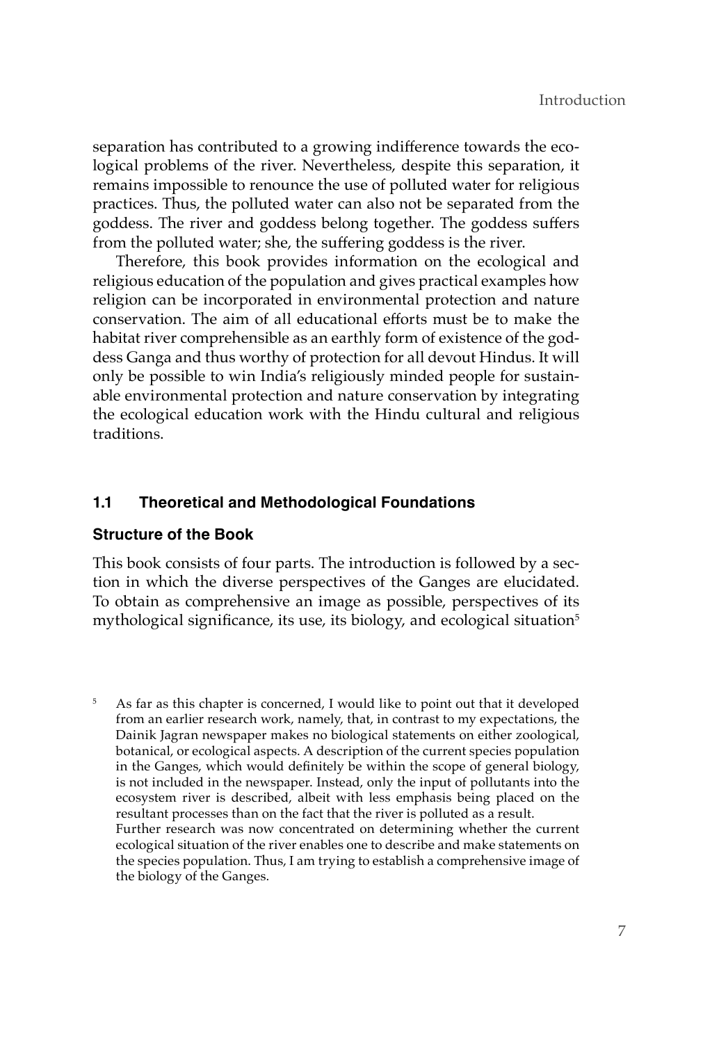separation has contributed to a growing indifference towards the ecological problems of the river. Nevertheless, despite this separation, it remains impossible to renounce the use of polluted water for religious practices. Thus, the polluted water can also not be separated from the goddess. The river and goddess belong together. The goddess suffers from the polluted water; she, the suffering goddess is the river.

Therefore, this book provides information on the ecological and religious education of the population and gives practical examples how religion can be incorporated in environmental protection and nature conservation. The aim of all educational efforts must be to make the habitat river comprehensible as an earthly form of existence of the goddess Ganga and thus worthy of protection for all devout Hindus. It will only be possible to win India's religiously minded people for sustainable environmental protection and nature conservation by integrating the ecological education work with the Hindu cultural and religious traditions.

## 1.1 Theoretical and Methodological Foundations

### Structure of the Book

This book consists of four parts. The introduction is followed by a section in which the diverse perspectives of the Ganges are elucidated. To obtain as comprehensive an image as possible, perspectives of its mythological significance, its use, its biology, and ecological situation[5]

[5] As far as this chapter is concerned, I would like to point out that it developed from an earlier research work, namely, that, in contrast to my expectations, the Dainik Jagran newspaper makes no biological statements on either zoological, botanical, or ecological aspects. A description of the current species population in the Ganges, which would definitely be within the scope of general biology, is not included in the newspaper. Instead, only the input of pollutants into the ecosystem river is described, albeit with less emphasis being placed on the resultant processes than on the fact that the river is polluted as a result.
Further research was now concentrated on determining whether the current ecological situation of the river enables one to describe and make statements on the species population. Thus, I am trying to establish a comprehensive image of the biology of the Ganges.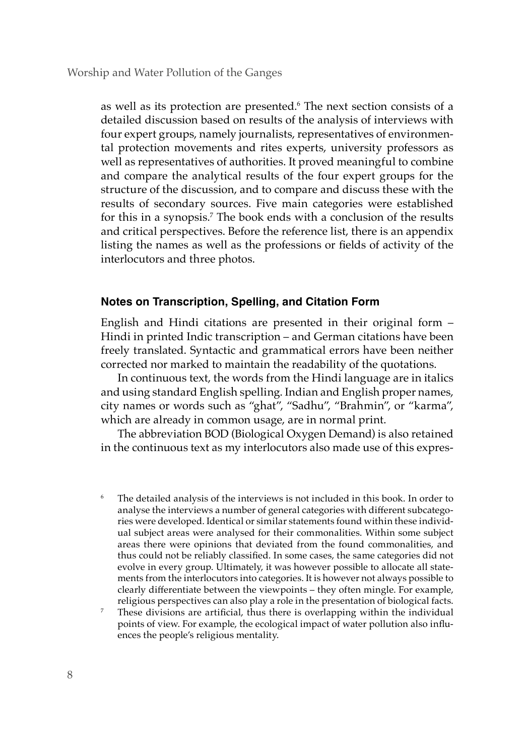as well as its protection are presented.[6] The next section consists of a detailed discussion based on results of the analysis of interviews with four expert groups, namely journalists, representatives of environmental protection movements and rites experts, university professors as well as representatives of authorities. It proved meaningful to combine and compare the analytical results of the four expert groups for the structure of the discussion, and to compare and discuss these with the results of secondary sources. Five main categories were established for this in a synopsis.[7] The book ends with a conclusion of the results and critical perspectives. Before the reference list, there is an appendix listing the names as well as the professions or fields of activity of the interlocutors and three photos.

### Notes on Transcription, Spelling, and Citation Form

English and Hindi citations are presented in their original form – Hindi in printed Indic transcription – and German citations have been freely translated. Syntactic and grammatical errors have been neither corrected nor marked to maintain the readability of the quotations.

In continuous text, the words from the Hindi language are in italics and using standard English spelling. Indian and English proper names, city names or words such as "ghat", "Sadhu", "Brahmin", or "karma", which are already in common usage, are in normal print.

The abbreviation BOD (Biological Oxygen Demand) is also retained in the continuous text as my interlocutors also made use of this expres-

[6] The detailed analysis of the interviews is not included in this book. In order to analyse the interviews a number of general categories with different subcategories were developed. Identical or similar statements found within these individual subject areas were analysed for their commonalities. Within some subject areas there were opinions that deviated from the found commonalities, and thus could not be reliably classified. In some cases, the same categories did not evolve in every group. Ultimately, it was however possible to allocate all statements from the interlocutors into categories. It is however not always possible to clearly differentiate between the viewpoints – they often mingle. For example, religious perspectives can also play a role in the presentation of biological facts.

[7] These divisions are artificial, thus there is overlapping within the individual points of view. For example, the ecological impact of water pollution also influences the people's religious mentality.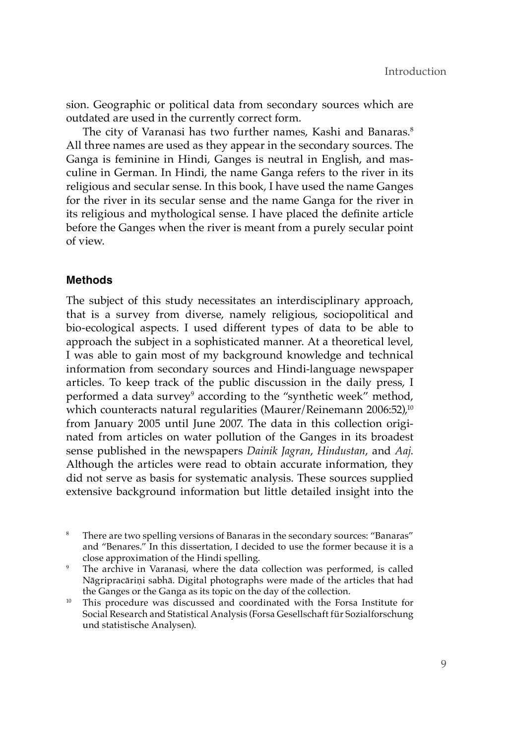sion. Geographic or political data from secondary sources which are outdated are used in the currently correct form.

The city of Varanasi has two further names, Kashi and Banaras.[8] All three names are used as they appear in the secondary sources. The Ganga is feminine in Hindi, Ganges is neutral in English, and masculine in German. In Hindi, the name Ganga refers to the river in its religious and secular sense. In this book, I have used the name Ganges for the river in its secular sense and the name Ganga for the river in its religious and mythological sense. I have placed the definite article before the Ganges when the river is meant from a purely secular point of view.

### Methods

The subject of this study necessitates an interdisciplinary approach, that is a survey from diverse, namely religious, sociopolitical and bio-ecological aspects. I used different types of data to be able to approach the subject in a sophisticated manner. At a theoretical level, I was able to gain most of my background knowledge and technical information from secondary sources and Hindi-language newspaper articles. To keep track of the public discussion in the daily press, I performed a data survey[9] according to the "synthetic week" method, which counteracts natural regularities (Maurer/Reinemann 2006:52),[10] from January 2005 until June 2007. The data in this collection originated from articles on water pollution of the Ganges in its broadest sense published in the newspapers *Dainik Jagran*, *Hindustan*, and *Aaj*. Although the articles were read to obtain accurate information, they did not serve as basis for systematic analysis. These sources supplied extensive background information but little detailed insight into the

[8] There are two spelling versions of Banaras in the secondary sources: "Banaras" and "Benares." In this dissertation, I decided to use the former because it is a close approximation of the Hindi spelling.

[9] The archive in Varanasi, where the data collection was performed, is called Nāgripracāriṇi sabhā. Digital photographs were made of the articles that had the Ganges or the Ganga as its topic on the day of the collection.

[10] This procedure was discussed and coordinated with the Forsa Institute for Social Research and Statistical Analysis (Forsa Gesellschaft für Sozialforschung und statistische Analysen).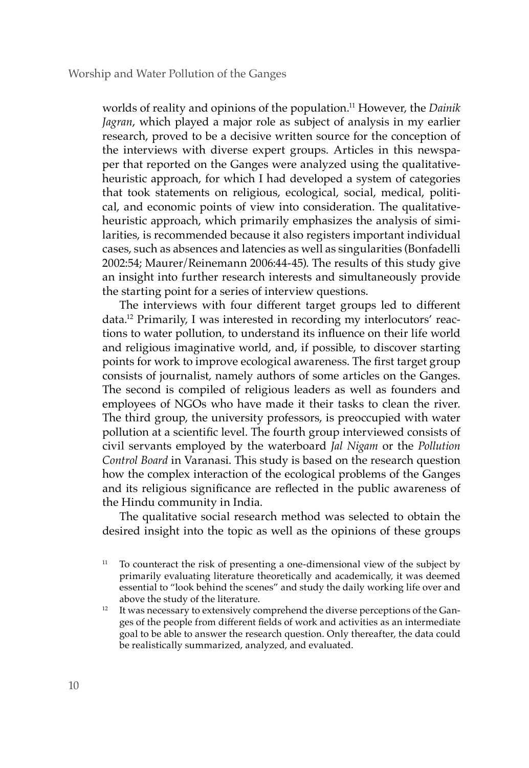worlds of reality and opinions of the population.[11] However, the *Dainik Jagran*, which played a major role as subject of analysis in my earlier research, proved to be a decisive written source for the conception of the interviews with diverse expert groups. Articles in this newspaper that reported on the Ganges were analyzed using the qualitative-heuristic approach, for which I had developed a system of categories that took statements on religious, ecological, social, medical, political, and economic points of view into consideration. The qualitative-heuristic approach, which primarily emphasizes the analysis of similarities, is recommended because it also registers important individual cases, such as absences and latencies as well as singularities (Bonfadelli 2002:54; Maurer/Reinemann 2006:44-45). The results of this study give an insight into further research interests and simultaneously provide the starting point for a series of interview questions.

The interviews with four different target groups led to different data.[12] Primarily, I was interested in recording my interlocutors' reactions to water pollution, to understand its influence on their life world and religious imaginative world, and, if possible, to discover starting points for work to improve ecological awareness. The first target group consists of journalist, namely authors of some articles on the Ganges. The second is compiled of religious leaders as well as founders and employees of NGOs who have made it their tasks to clean the river. The third group, the university professors, is preoccupied with water pollution at a scientific level. The fourth group interviewed consists of civil servants employed by the waterboard *Jal Nigam* or the *Pollution Control Board* in Varanasi. This study is based on the research question how the complex interaction of the ecological problems of the Ganges and its religious significance are reflected in the public awareness of the Hindu community in India.

The qualitative social research method was selected to obtain the desired insight into the topic as well as the opinions of these groups

[11] To counteract the risk of presenting a one-dimensional view of the subject by primarily evaluating literature theoretically and academically, it was deemed essential to "look behind the scenes" and study the daily working life over and above the study of the literature.

[12] It was necessary to extensively comprehend the diverse perceptions of the Ganges of the people from different fields of work and activities as an intermediate goal to be able to answer the research question. Only thereafter, the data could be realistically summarized, analyzed, and evaluated.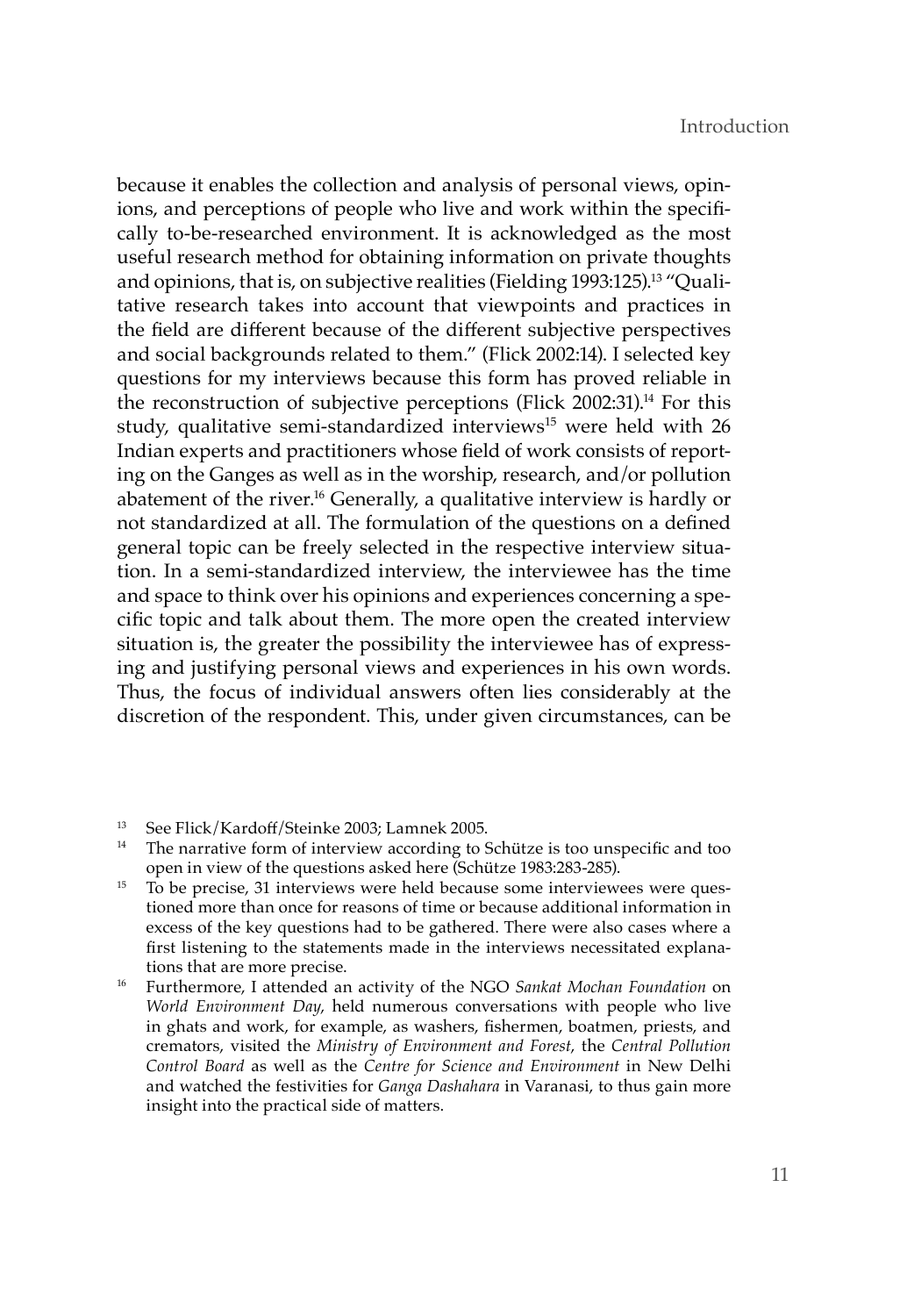because it enables the collection and analysis of personal views, opinions, and perceptions of people who live and work within the specifically to-be-researched environment. It is acknowledged as the most useful research method for obtaining information on private thoughts and opinions, that is, on subjective realities (Fielding 1993:125).[13] "Qualitative research takes into account that viewpoints and practices in the field are different because of the different subjective perspectives and social backgrounds related to them." (Flick 2002:14). I selected key questions for my interviews because this form has proved reliable in the reconstruction of subjective perceptions (Flick 2002:31).[14] For this study, qualitative semi-standardized interviews[15] were held with 26 Indian experts and practitioners whose field of work consists of reporting on the Ganges as well as in the worship, research, and/or pollution abatement of the river.[16] Generally, a qualitative interview is hardly or not standardized at all. The formulation of the questions on a defined general topic can be freely selected in the respective interview situation. In a semi-standardized interview, the interviewee has the time and space to think over his opinions and experiences concerning a specific topic and talk about them. The more open the created interview situation is, the greater the possibility the interviewee has of expressing and justifying personal views and experiences in his own words. Thus, the focus of individual answers often lies considerably at the discretion of the respondent. This, under given circumstances, can be

[13] See Flick/Kardoff/Steinke 2003; Lamnek 2005.

[14] The narrative form of interview according to Schütze is too unspecific and too open in view of the questions asked here (Schütze 1983:283-285).

[15] To be precise, 31 interviews were held because some interviewees were questioned more than once for reasons of time or because additional information in excess of the key questions had to be gathered. There were also cases where a first listening to the statements made in the interviews necessitated explanations that are more precise.

[16] Furthermore, I attended an activity of the NGO *Sankat Mochan Foundation* on *World Environment Day*, held numerous conversations with people who live in ghats and work, for example, as washers, fishermen, boatmen, priests, and cremators, visited the *Ministry of Environment and Forest*, the *Central Pollution Control Board* as well as the *Centre for Science and Environment* in New Delhi and watched the festivities for *Ganga Dashahara* in Varanasi, to thus gain more insight into the practical side of matters.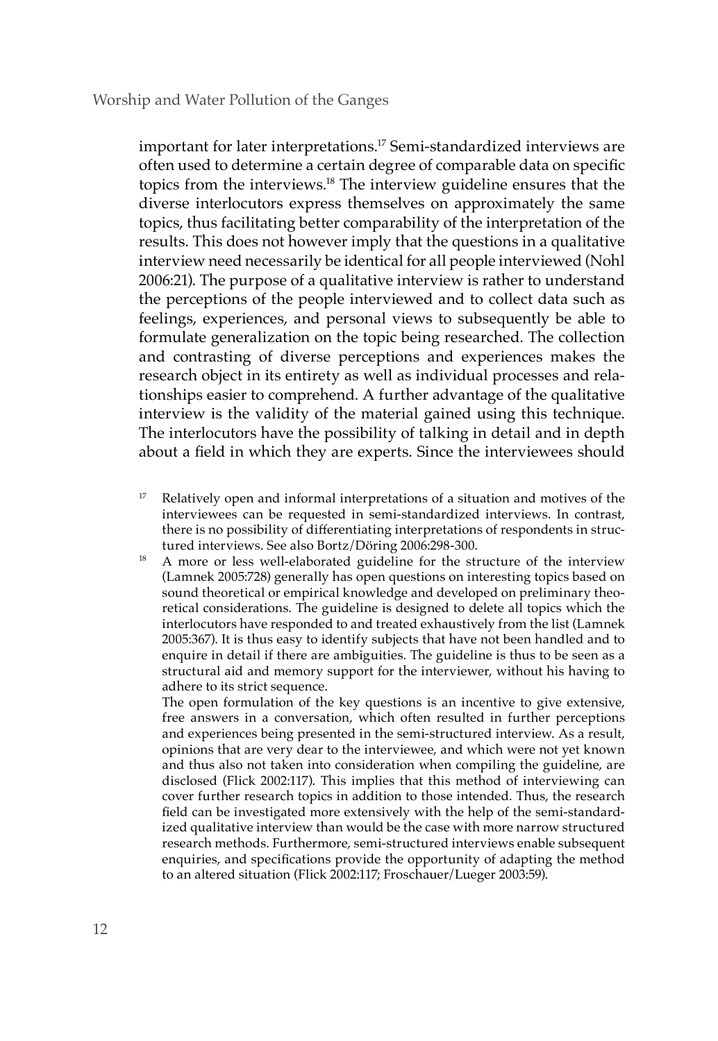important for later interpretations.[17] Semi-standardized interviews are often used to determine a certain degree of comparable data on specific topics from the interviews.[18] The interview guideline ensures that the diverse interlocutors express themselves on approximately the same topics, thus facilitating better comparability of the interpretation of the results. This does not however imply that the questions in a qualitative interview need necessarily be identical for all people interviewed (Nohl 2006:21). The purpose of a qualitative interview is rather to understand the perceptions of the people interviewed and to collect data such as feelings, experiences, and personal views to subsequently be able to formulate generalization on the topic being researched. The collection and contrasting of diverse perceptions and experiences makes the research object in its entirety as well as individual processes and relationships easier to comprehend. A further advantage of the qualitative interview is the validity of the material gained using this technique. The interlocutors have the possibility of talking in detail and in depth about a field in which they are experts. Since the interviewees should

[17] Relatively open and informal interpretations of a situation and motives of the interviewees can be requested in semi-standardized interviews. In contrast, there is no possibility of differentiating interpretations of respondents in structured interviews. See also Bortz/Döring 2006:298-300.

[18] A more or less well-elaborated guideline for the structure of the interview (Lamnek 2005:728) generally has open questions on interesting topics based on sound theoretical or empirical knowledge and developed on preliminary theoretical considerations. The guideline is designed to delete all topics which the interlocutors have responded to and treated exhaustively from the list (Lamnek 2005:367). It is thus easy to identify subjects that have not been handled and to enquire in detail if there are ambiguities. The guideline is thus to be seen as a structural aid and memory support for the interviewer, without his having to adhere to its strict sequence.

The open formulation of the key questions is an incentive to give extensive, free answers in a conversation, which often resulted in further perceptions and experiences being presented in the semi-structured interview. As a result, opinions that are very dear to the interviewee, and which were not yet known and thus also not taken into consideration when compiling the guideline, are disclosed (Flick 2002:117). This implies that this method of interviewing can cover further research topics in addition to those intended. Thus, the research field can be investigated more extensively with the help of the semi-standardized qualitative interview than would be the case with more narrow structured research methods. Furthermore, semi-structured interviews enable subsequent enquiries, and specifications provide the opportunity of adapting the method to an altered situation (Flick 2002:117; Froschauer/Lueger 2003:59).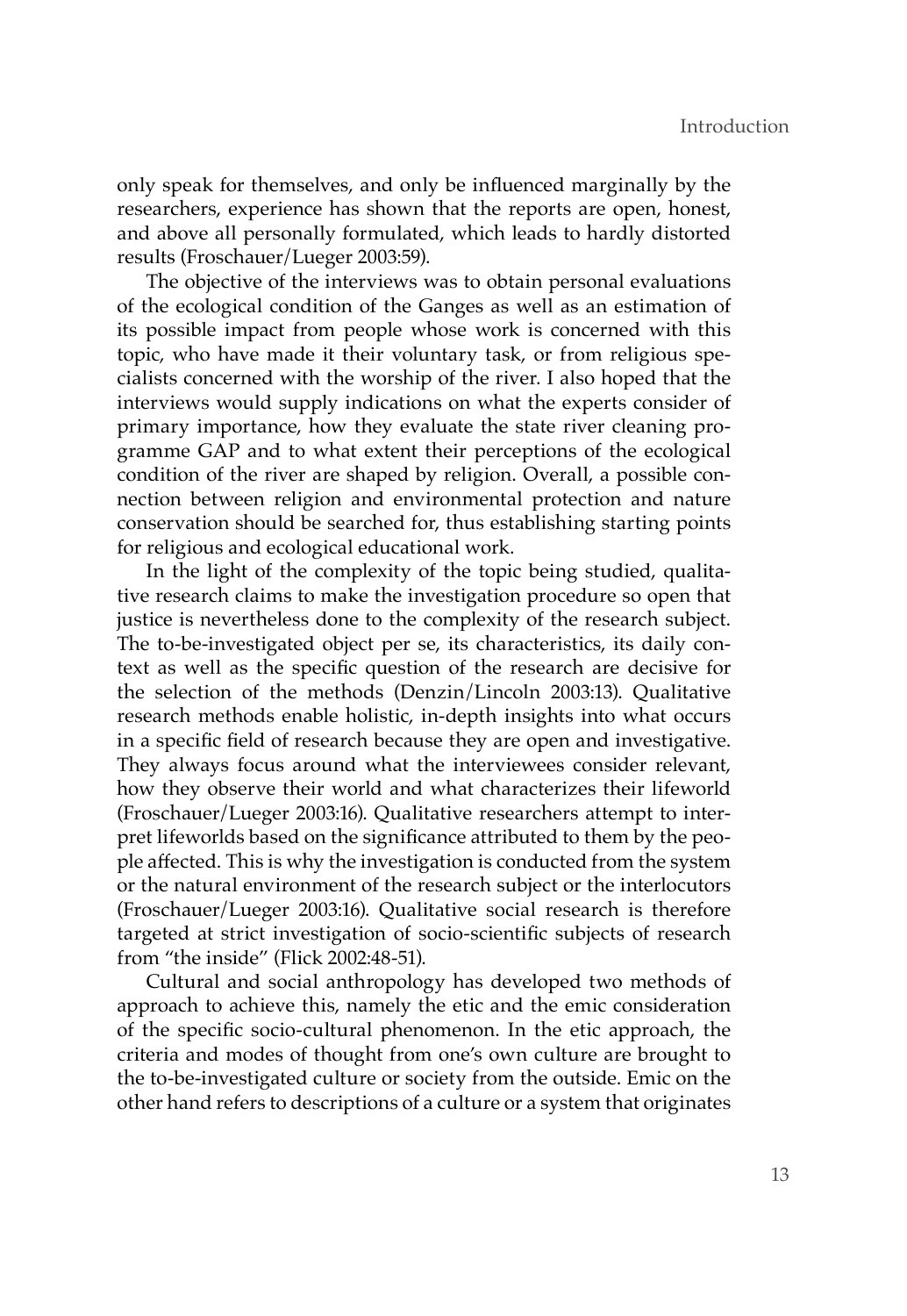only speak for themselves, and only be influenced marginally by the researchers, experience has shown that the reports are open, honest, and above all personally formulated, which leads to hardly distorted results (Froschauer/Lueger 2003:59).

The objective of the interviews was to obtain personal evaluations of the ecological condition of the Ganges as well as an estimation of its possible impact from people whose work is concerned with this topic, who have made it their voluntary task, or from religious specialists concerned with the worship of the river. I also hoped that the interviews would supply indications on what the experts consider of primary importance, how they evaluate the state river cleaning programme GAP and to what extent their perceptions of the ecological condition of the river are shaped by religion. Overall, a possible connection between religion and environmental protection and nature conservation should be searched for, thus establishing starting points for religious and ecological educational work.

In the light of the complexity of the topic being studied, qualitative research claims to make the investigation procedure so open that justice is nevertheless done to the complexity of the research subject. The to-be-investigated object per se, its characteristics, its daily context as well as the specific question of the research are decisive for the selection of the methods (Denzin/Lincoln 2003:13). Qualitative research methods enable holistic, in-depth insights into what occurs in a specific field of research because they are open and investigative. They always focus around what the interviewees consider relevant, how they observe their world and what characterizes their lifeworld (Froschauer/Lueger 2003:16). Qualitative researchers attempt to interpret lifeworlds based on the significance attributed to them by the people affected. This is why the investigation is conducted from the system or the natural environment of the research subject or the interlocutors (Froschauer/Lueger 2003:16). Qualitative social research is therefore targeted at strict investigation of socio-scientific subjects of research from "the inside" (Flick 2002:48-51).

Cultural and social anthropology has developed two methods of approach to achieve this, namely the etic and the emic consideration of the specific socio-cultural phenomenon. In the etic approach, the criteria and modes of thought from one's own culture are brought to the to-be-investigated culture or society from the outside. Emic on the other hand refers to descriptions of a culture or a system that originates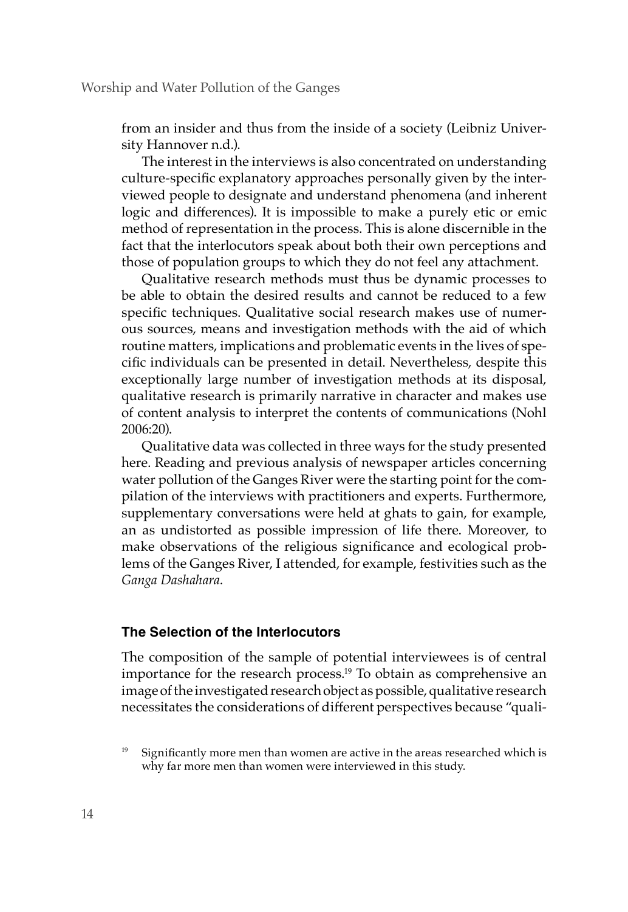from an insider and thus from the inside of a society (Leibniz University Hannover n.d.).

The interest in the interviews is also concentrated on understanding culture-specific explanatory approaches personally given by the interviewed people to designate and understand phenomena (and inherent logic and differences). It is impossible to make a purely etic or emic method of representation in the process. This is alone discernible in the fact that the interlocutors speak about both their own perceptions and those of population groups to which they do not feel any attachment.

Qualitative research methods must thus be dynamic processes to be able to obtain the desired results and cannot be reduced to a few specific techniques. Qualitative social research makes use of numerous sources, means and investigation methods with the aid of which routine matters, implications and problematic events in the lives of specific individuals can be presented in detail. Nevertheless, despite this exceptionally large number of investigation methods at its disposal, qualitative research is primarily narrative in character and makes use of content analysis to interpret the contents of communications (Nohl 2006:20).

Qualitative data was collected in three ways for the study presented here. Reading and previous analysis of newspaper articles concerning water pollution of the Ganges River were the starting point for the compilation of the interviews with practitioners and experts. Furthermore, supplementary conversations were held at ghats to gain, for example, an as undistorted as possible impression of life there. Moreover, to make observations of the religious significance and ecological problems of the Ganges River, I attended, for example, festivities such as the *Ganga Dashahara*.

### The Selection of the Interlocutors

The composition of the sample of potential interviewees is of central importance for the research process.[19] To obtain as comprehensive an image of the investigated research object as possible, qualitative research necessitates the considerations of different perspectives because "quali-

[19] Significantly more men than women are active in the areas researched which is why far more men than women were interviewed in this study.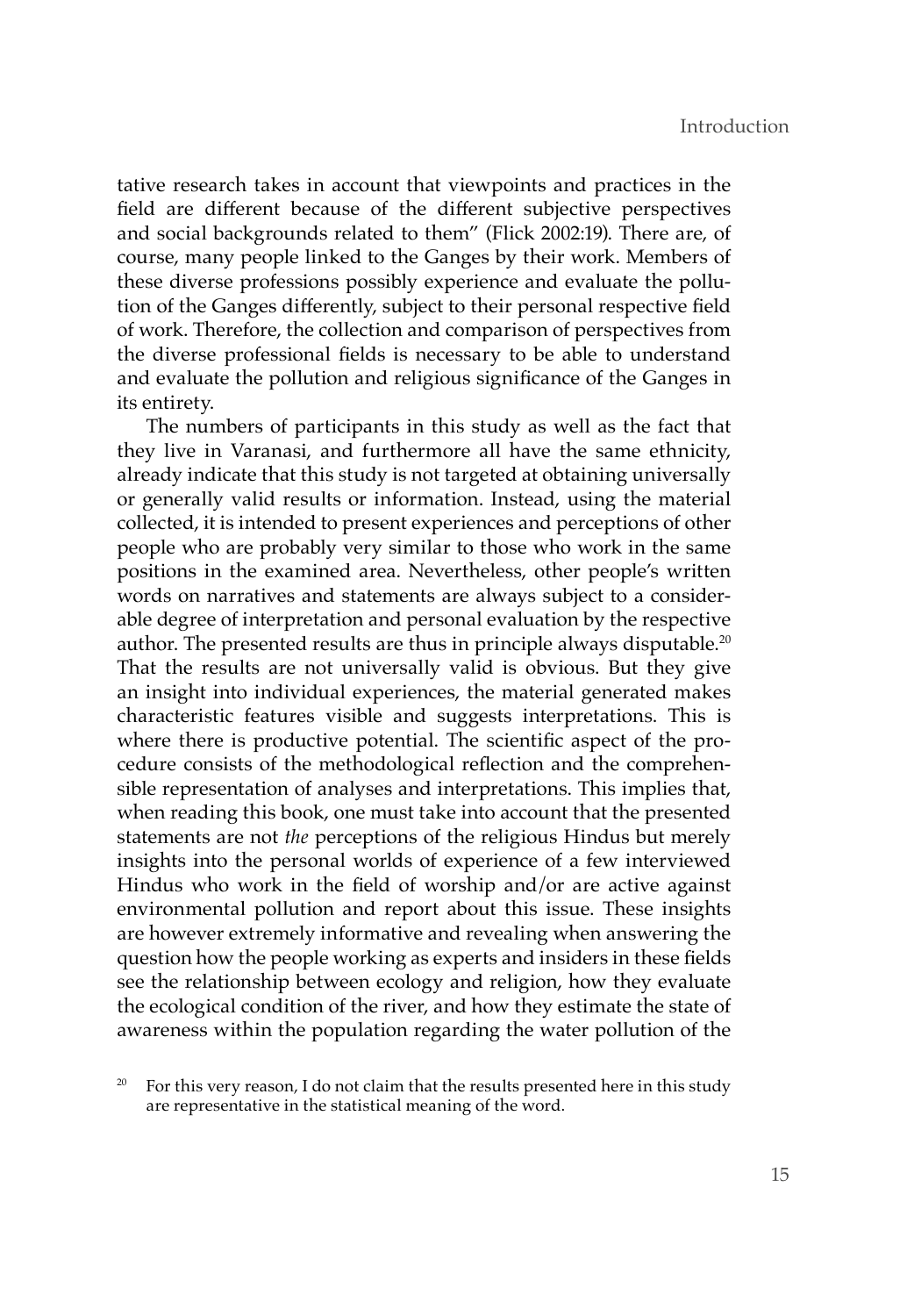tative research takes in account that viewpoints and practices in the field are different because of the different subjective perspectives and social backgrounds related to them" (Flick 2002:19). There are, of course, many people linked to the Ganges by their work. Members of these diverse professions possibly experience and evaluate the pollution of the Ganges differently, subject to their personal respective field of work. Therefore, the collection and comparison of perspectives from the diverse professional fields is necessary to be able to understand and evaluate the pollution and religious significance of the Ganges in its entirety.

The numbers of participants in this study as well as the fact that they live in Varanasi, and furthermore all have the same ethnicity, already indicate that this study is not targeted at obtaining universally or generally valid results or information. Instead, using the material collected, it is intended to present experiences and perceptions of other people who are probably very similar to those who work in the same positions in the examined area. Nevertheless, other people's written words on narratives and statements are always subject to a considerable degree of interpretation and personal evaluation by the respective author. The presented results are thus in principle always disputable.[20] That the results are not universally valid is obvious. But they give an insight into individual experiences, the material generated makes characteristic features visible and suggests interpretations. This is where there is productive potential. The scientific aspect of the procedure consists of the methodological reflection and the comprehensible representation of analyses and interpretations. This implies that, when reading this book, one must take into account that the presented statements are not *the* perceptions of the religious Hindus but merely insights into the personal worlds of experience of a few interviewed Hindus who work in the field of worship and/or are active against environmental pollution and report about this issue. These insights are however extremely informative and revealing when answering the question how the people working as experts and insiders in these fields see the relationship between ecology and religion, how they evaluate the ecological condition of the river, and how they estimate the state of awareness within the population regarding the water pollution of the

[20] For this very reason, I do not claim that the results presented here in this study are representative in the statistical meaning of the word.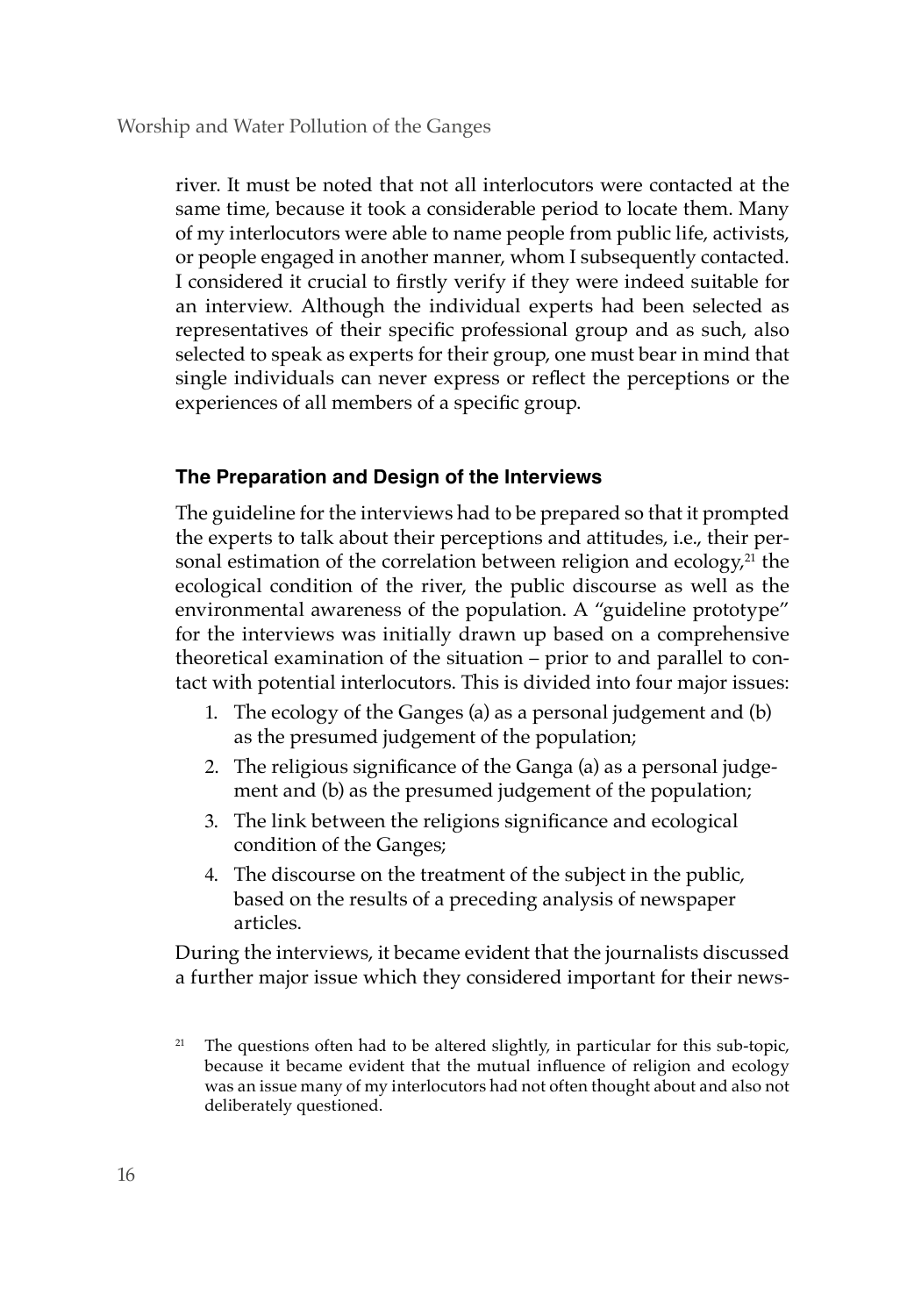river. It must be noted that not all interlocutors were contacted at the same time, because it took a considerable period to locate them. Many of my interlocutors were able to name people from public life, activists, or people engaged in another manner, whom I subsequently contacted. I considered it crucial to firstly verify if they were indeed suitable for an interview. Although the individual experts had been selected as representatives of their specific professional group and as such, also selected to speak as experts for their group, one must bear in mind that single individuals can never express or reflect the perceptions or the experiences of all members of a specific group.

### The Preparation and Design of the Interviews

The guideline for the interviews had to be prepared so that it prompted the experts to talk about their perceptions and attitudes, i.e., their personal estimation of the correlation between religion and ecology,[21] the ecological condition of the river, the public discourse as well as the environmental awareness of the population. A "guideline prototype" for the interviews was initially drawn up based on a comprehensive theoretical examination of the situation – prior to and parallel to contact with potential interlocutors. This is divided into four major issues:

1. The ecology of the Ganges (a) as a personal judgement and (b) as the presumed judgement of the population;
2. The religious significance of the Ganga (a) as a personal judgement and (b) as the presumed judgement of the population;
3. The link between the religions significance and ecological condition of the Ganges;
4. The discourse on the treatment of the subject in the public, based on the results of a preceding analysis of newspaper articles.

During the interviews, it became evident that the journalists discussed a further major issue which they considered important for their news-

[21] The questions often had to be altered slightly, in particular for this sub-topic, because it became evident that the mutual influence of religion and ecology was an issue many of my interlocutors had not often thought about and also not deliberately questioned.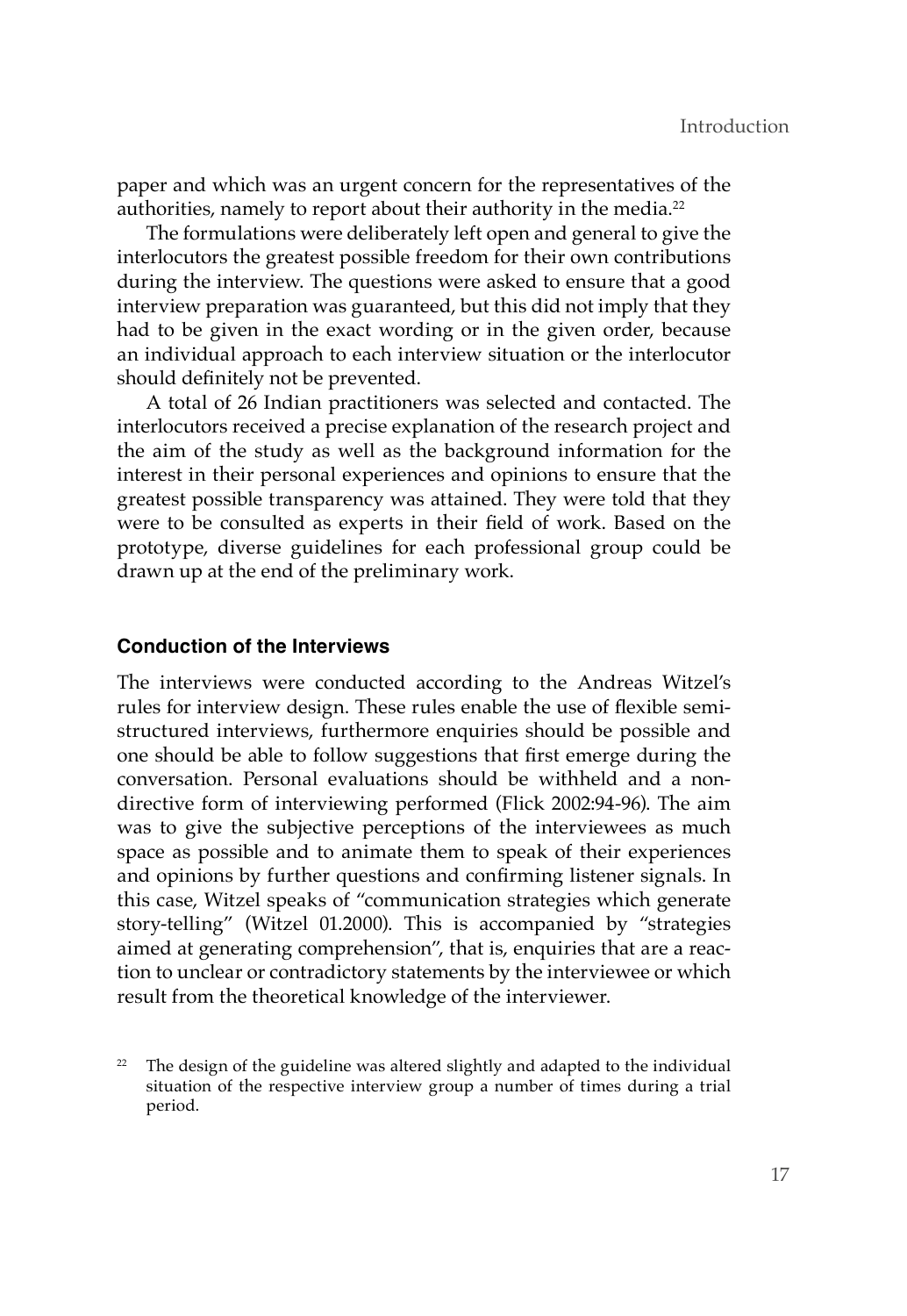paper and which was an urgent concern for the representatives of the authorities, namely to report about their authority in the media.[22]

The formulations were deliberately left open and general to give the interlocutors the greatest possible freedom for their own contributions during the interview. The questions were asked to ensure that a good interview preparation was guaranteed, but this did not imply that they had to be given in the exact wording or in the given order, because an individual approach to each interview situation or the interlocutor should definitely not be prevented.

A total of 26 Indian practitioners was selected and contacted. The interlocutors received a precise explanation of the research project and the aim of the study as well as the background information for the interest in their personal experiences and opinions to ensure that the greatest possible transparency was attained. They were told that they were to be consulted as experts in their field of work. Based on the prototype, diverse guidelines for each professional group could be drawn up at the end of the preliminary work.

### Conduction of the Interviews

The interviews were conducted according to the Andreas Witzel's rules for interview design. These rules enable the use of flexible semi-structured interviews, furthermore enquiries should be possible and one should be able to follow suggestions that first emerge during the conversation. Personal evaluations should be withheld and a non-directive form of interviewing performed (Flick 2002:94-96). The aim was to give the subjective perceptions of the interviewees as much space as possible and to animate them to speak of their experiences and opinions by further questions and confirming listener signals. In this case, Witzel speaks of "communication strategies which generate story-telling" (Witzel 01.2000). This is accompanied by "strategies aimed at generating comprehension", that is, enquiries that are a reaction to unclear or contradictory statements by the interviewee or which result from the theoretical knowledge of the interviewer.

[22] The design of the guideline was altered slightly and adapted to the individual situation of the respective interview group a number of times during a trial period.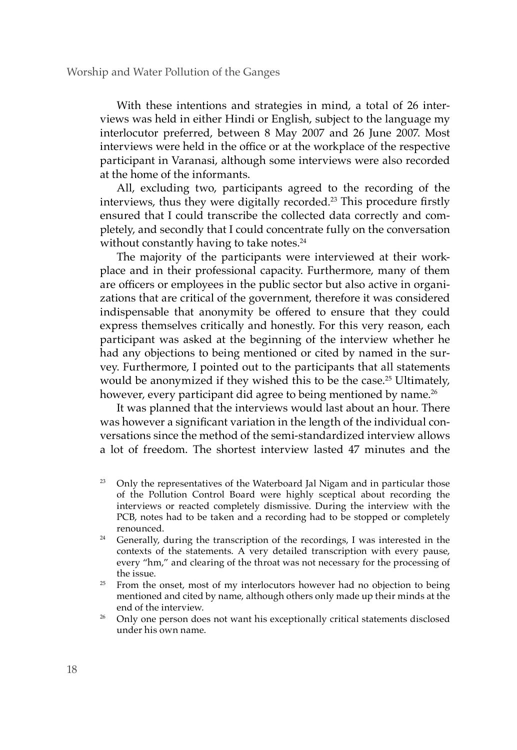With these intentions and strategies in mind, a total of 26 interviews was held in either Hindi or English, subject to the language my interlocutor preferred, between 8 May 2007 and 26 June 2007. Most interviews were held in the office or at the workplace of the respective participant in Varanasi, although some interviews were also recorded at the home of the informants.

All, excluding two, participants agreed to the recording of the interviews, thus they were digitally recorded.[23] This procedure firstly ensured that I could transcribe the collected data correctly and completely, and secondly that I could concentrate fully on the conversation without constantly having to take notes.[24]

The majority of the participants were interviewed at their workplace and in their professional capacity. Furthermore, many of them are officers or employees in the public sector but also active in organizations that are critical of the government, therefore it was considered indispensable that anonymity be offered to ensure that they could express themselves critically and honestly. For this very reason, each participant was asked at the beginning of the interview whether he had any objections to being mentioned or cited by named in the survey. Furthermore, I pointed out to the participants that all statements would be anonymized if they wished this to be the case.[25] Ultimately, however, every participant did agree to being mentioned by name.[26]

It was planned that the interviews would last about an hour. There was however a significant variation in the length of the individual conversations since the method of the semi-standardized interview allows a lot of freedom. The shortest interview lasted 47 minutes and the

[23] Only the representatives of the Waterboard Jal Nigam and in particular those of the Pollution Control Board were highly sceptical about recording the interviews or reacted completely dismissive. During the interview with the PCB, notes had to be taken and a recording had to be stopped or completely renounced.

[24] Generally, during the transcription of the recordings, I was interested in the contexts of the statements. A very detailed transcription with every pause, every "hm," and clearing of the throat was not necessary for the processing of the issue.

[25] From the onset, most of my interlocutors however had no objection to being mentioned and cited by name, although others only made up their minds at the end of the interview.

[26] Only one person does not want his exceptionally critical statements disclosed under his own name.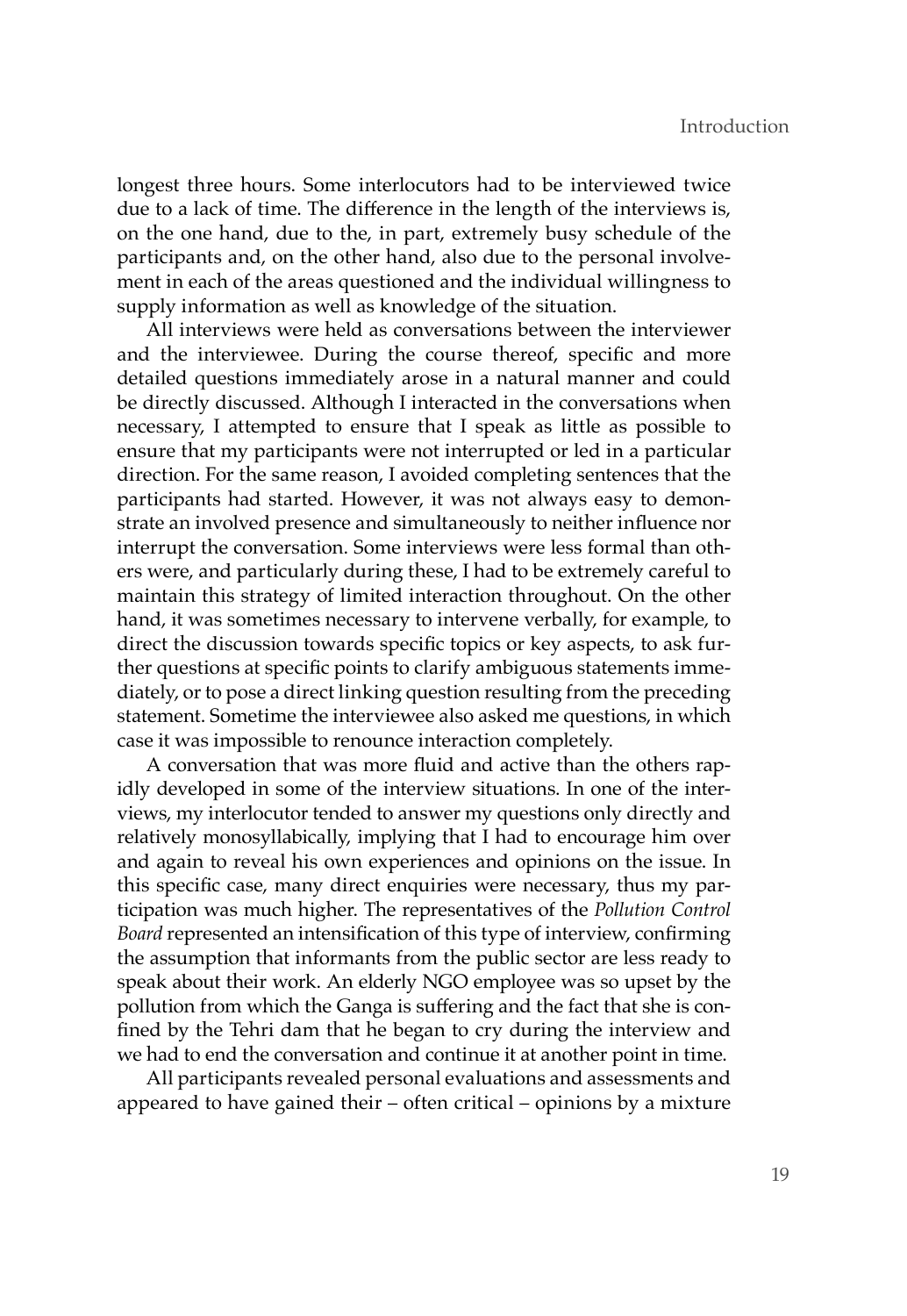longest three hours. Some interlocutors had to be interviewed twice due to a lack of time. The difference in the length of the interviews is, on the one hand, due to the, in part, extremely busy schedule of the participants and, on the other hand, also due to the personal involvement in each of the areas questioned and the individual willingness to supply information as well as knowledge of the situation.

All interviews were held as conversations between the interviewer and the interviewee. During the course thereof, specific and more detailed questions immediately arose in a natural manner and could be directly discussed. Although I interacted in the conversations when necessary, I attempted to ensure that I speak as little as possible to ensure that my participants were not interrupted or led in a particular direction. For the same reason, I avoided completing sentences that the participants had started. However, it was not always easy to demonstrate an involved presence and simultaneously to neither influence nor interrupt the conversation. Some interviews were less formal than others were, and particularly during these, I had to be extremely careful to maintain this strategy of limited interaction throughout. On the other hand, it was sometimes necessary to intervene verbally, for example, to direct the discussion towards specific topics or key aspects, to ask further questions at specific points to clarify ambiguous statements immediately, or to pose a direct linking question resulting from the preceding statement. Sometime the interviewee also asked me questions, in which case it was impossible to renounce interaction completely.

A conversation that was more fluid and active than the others rapidly developed in some of the interview situations. In one of the interviews, my interlocutor tended to answer my questions only directly and relatively monosyllabically, implying that I had to encourage him over and again to reveal his own experiences and opinions on the issue. In this specific case, many direct enquiries were necessary, thus my participation was much higher. The representatives of the *Pollution Control Board* represented an intensification of this type of interview, confirming the assumption that informants from the public sector are less ready to speak about their work. An elderly NGO employee was so upset by the pollution from which the Ganga is suffering and the fact that she is confined by the Tehri dam that he began to cry during the interview and we had to end the conversation and continue it at another point in time.

All participants revealed personal evaluations and assessments and appeared to have gained their – often critical – opinions by a mixture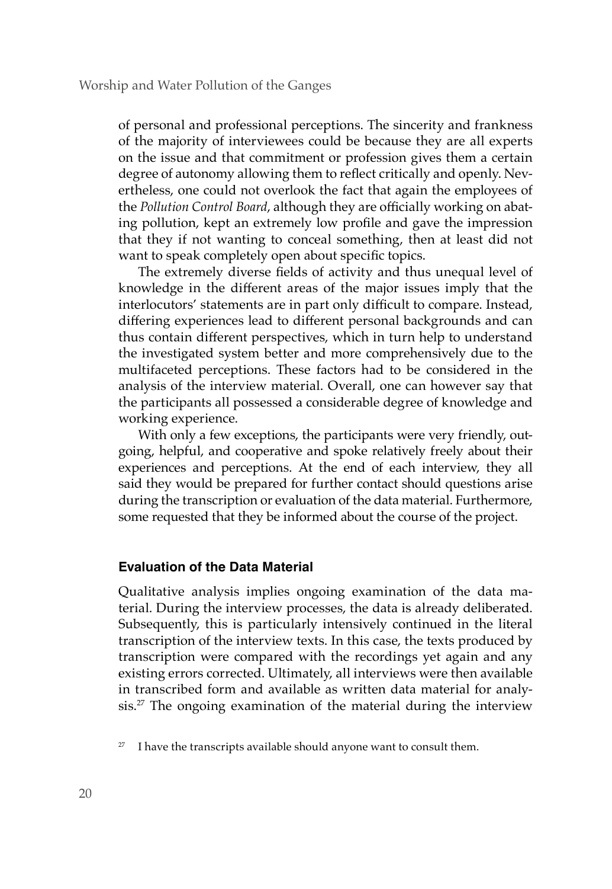of personal and professional perceptions. The sincerity and frankness of the majority of interviewees could be because they are all experts on the issue and that commitment or profession gives them a certain degree of autonomy allowing them to reflect critically and openly. Nevertheless, one could not overlook the fact that again the employees of the *Pollution Control Board*, although they are officially working on abating pollution, kept an extremely low profile and gave the impression that they if not wanting to conceal something, then at least did not want to speak completely open about specific topics.

The extremely diverse fields of activity and thus unequal level of knowledge in the different areas of the major issues imply that the interlocutors' statements are in part only difficult to compare. Instead, differing experiences lead to different personal backgrounds and can thus contain different perspectives, which in turn help to understand the investigated system better and more comprehensively due to the multifaceted perceptions. These factors had to be considered in the analysis of the interview material. Overall, one can however say that the participants all possessed a considerable degree of knowledge and working experience.

With only a few exceptions, the participants were very friendly, outgoing, helpful, and cooperative and spoke relatively freely about their experiences and perceptions. At the end of each interview, they all said they would be prepared for further contact should questions arise during the transcription or evaluation of the data material. Furthermore, some requested that they be informed about the course of the project.

### Evaluation of the Data Material

Qualitative analysis implies ongoing examination of the data material. During the interview processes, the data is already deliberated. Subsequently, this is particularly intensively continued in the literal transcription of the interview texts. In this case, the texts produced by transcription were compared with the recordings yet again and any existing errors corrected. Ultimately, all interviews were then available in transcribed form and available as written data material for analysis.[27] The ongoing examination of the material during the interview

[27] I have the transcripts available should anyone want to consult them.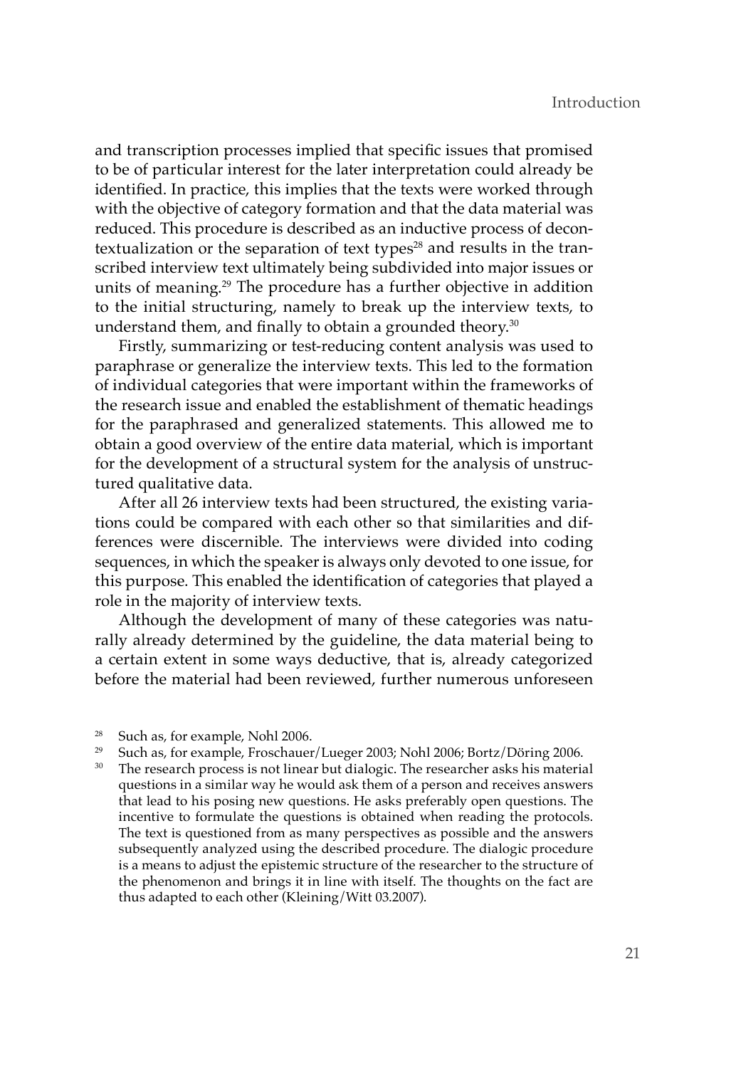and transcription processes implied that specific issues that promised to be of particular interest for the later interpretation could already be identified. In practice, this implies that the texts were worked through with the objective of category formation and that the data material was reduced. This procedure is described as an inductive process of decontextualization or the separation of text types[28] and results in the transcribed interview text ultimately being subdivided into major issues or units of meaning.[29] The procedure has a further objective in addition to the initial structuring, namely to break up the interview texts, to understand them, and finally to obtain a grounded theory.[30]

Firstly, summarizing or test-reducing content analysis was used to paraphrase or generalize the interview texts. This led to the formation of individual categories that were important within the frameworks of the research issue and enabled the establishment of thematic headings for the paraphrased and generalized statements. This allowed me to obtain a good overview of the entire data material, which is important for the development of a structural system for the analysis of unstructured qualitative data.

After all 26 interview texts had been structured, the existing variations could be compared with each other so that similarities and differences were discernible. The interviews were divided into coding sequences, in which the speaker is always only devoted to one issue, for this purpose. This enabled the identification of categories that played a role in the majority of interview texts.

Although the development of many of these categories was naturally already determined by the guideline, the data material being to a certain extent in some ways deductive, that is, already categorized before the material had been reviewed, further numerous unforeseen

---

[28] Such as, for example, Nohl 2006.

[29] Such as, for example, Froschauer/Lueger 2003; Nohl 2006; Bortz/Döring 2006.

[30] The research process is not linear but dialogic. The researcher asks his material questions in a similar way he would ask them of a person and receives answers that lead to his posing new questions. He asks preferably open questions. The incentive to formulate the questions is obtained when reading the protocols. The text is questioned from as many perspectives as possible and the answers subsequently analyzed using the described procedure. The dialogic procedure is a means to adjust the epistemic structure of the researcher to the structure of the phenomenon and brings it in line with itself. The thoughts on the fact are thus adapted to each other (Kleining/Witt 03.2007).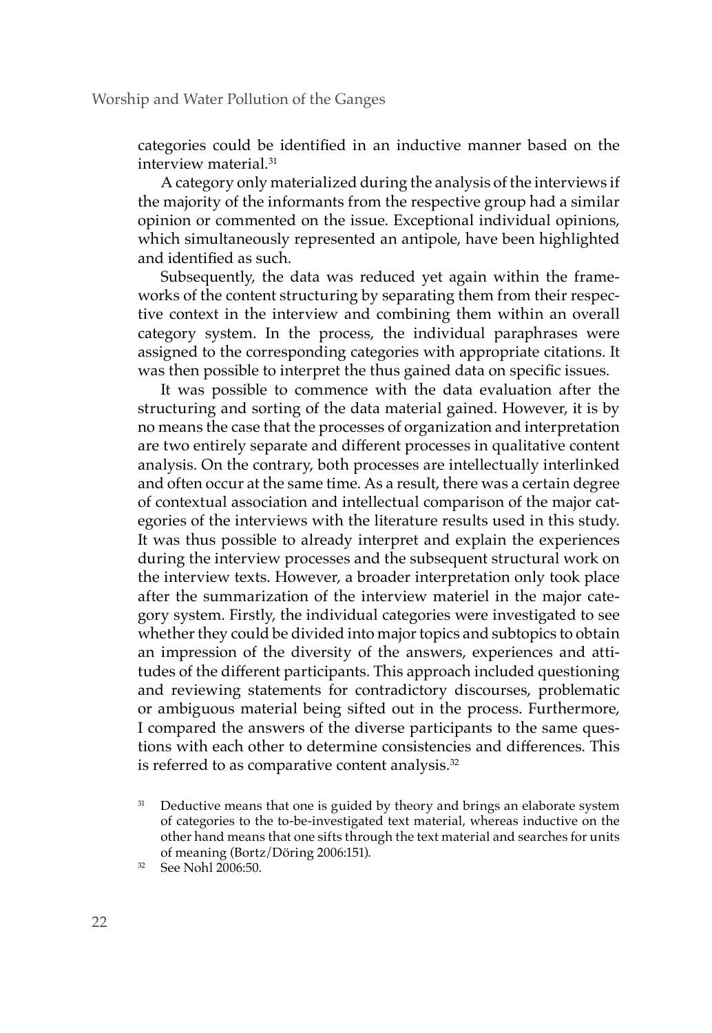categories could be identified in an inductive manner based on the interview material.[31]

A category only materialized during the analysis of the interviews if the majority of the informants from the respective group had a similar opinion or commented on the issue. Exceptional individual opinions, which simultaneously represented an antipole, have been highlighted and identified as such.

Subsequently, the data was reduced yet again within the frameworks of the content structuring by separating them from their respective context in the interview and combining them within an overall category system. In the process, the individual paraphrases were assigned to the corresponding categories with appropriate citations. It was then possible to interpret the thus gained data on specific issues.

It was possible to commence with the data evaluation after the structuring and sorting of the data material gained. However, it is by no means the case that the processes of organization and interpretation are two entirely separate and different processes in qualitative content analysis. On the contrary, both processes are intellectually interlinked and often occur at the same time. As a result, there was a certain degree of contextual association and intellectual comparison of the major categories of the interviews with the literature results used in this study. It was thus possible to already interpret and explain the experiences during the interview processes and the subsequent structural work on the interview texts. However, a broader interpretation only took place after the summarization of the interview materiel in the major category system. Firstly, the individual categories were investigated to see whether they could be divided into major topics and subtopics to obtain an impression of the diversity of the answers, experiences and attitudes of the different participants. This approach included questioning and reviewing statements for contradictory discourses, problematic or ambiguous material being sifted out in the process. Furthermore, I compared the answers of the diverse participants to the same questions with each other to determine consistencies and differences. This is referred to as comparative content analysis.[32]

[31] Deductive means that one is guided by theory and brings an elaborate system of categories to the to-be-investigated text material, whereas inductive on the other hand means that one sifts through the text material and searches for units of meaning (Bortz/Döring 2006:151).

[32] See Nohl 2006:50.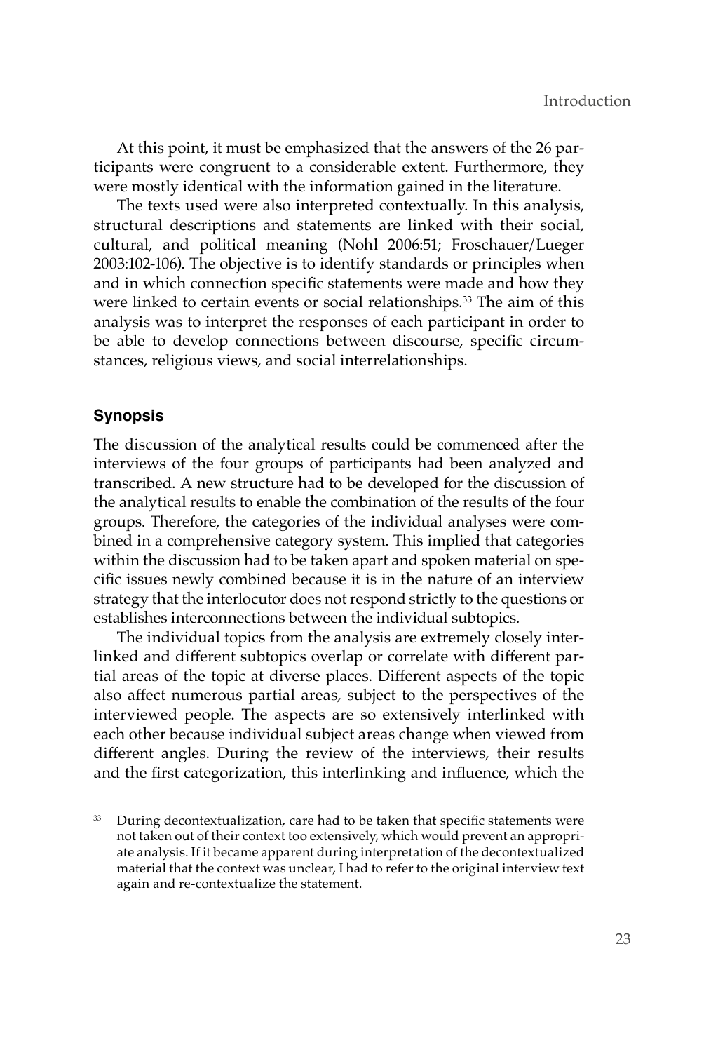At this point, it must be emphasized that the answers of the 26 participants were congruent to a considerable extent. Furthermore, they were mostly identical with the information gained in the literature.

The texts used were also interpreted contextually. In this analysis, structural descriptions and statements are linked with their social, cultural, and political meaning (Nohl 2006:51; Froschauer/Lueger 2003:102-106). The objective is to identify standards or principles when and in which connection specific statements were made and how they were linked to certain events or social relationships.[33] The aim of this analysis was to interpret the responses of each participant in order to be able to develop connections between discourse, specific circumstances, religious views, and social interrelationships.

### Synopsis

The discussion of the analytical results could be commenced after the interviews of the four groups of participants had been analyzed and transcribed. A new structure had to be developed for the discussion of the analytical results to enable the combination of the results of the four groups. Therefore, the categories of the individual analyses were combined in a comprehensive category system. This implied that categories within the discussion had to be taken apart and spoken material on specific issues newly combined because it is in the nature of an interview strategy that the interlocutor does not respond strictly to the questions or establishes interconnections between the individual subtopics.

The individual topics from the analysis are extremely closely interlinked and different subtopics overlap or correlate with different partial areas of the topic at diverse places. Different aspects of the topic also affect numerous partial areas, subject to the perspectives of the interviewed people. The aspects are so extensively interlinked with each other because individual subject areas change when viewed from different angles. During the review of the interviews, their results and the first categorization, this interlinking and influence, which the

[33] During decontextualization, care had to be taken that specific statements were not taken out of their context too extensively, which would prevent an appropriate analysis. If it became apparent during interpretation of the decontextualized material that the context was unclear, I had to refer to the original interview text again and re-contextualize the statement.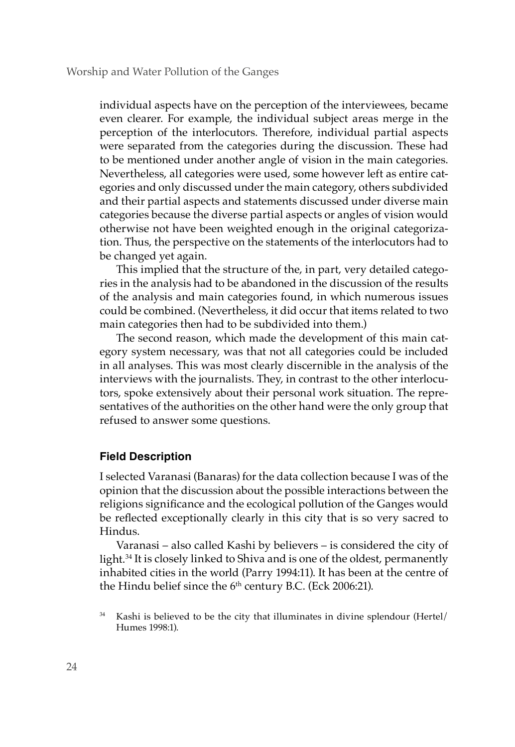individual aspects have on the perception of the interviewees, became even clearer. For example, the individual subject areas merge in the perception of the interlocutors. Therefore, individual partial aspects were separated from the categories during the discussion. These had to be mentioned under another angle of vision in the main categories. Nevertheless, all categories were used, some however left as entire categories and only discussed under the main category, others subdivided and their partial aspects and statements discussed under diverse main categories because the diverse partial aspects or angles of vision would otherwise not have been weighted enough in the original categorization. Thus, the perspective on the statements of the interlocutors had to be changed yet again.

This implied that the structure of the, in part, very detailed categories in the analysis had to be abandoned in the discussion of the results of the analysis and main categories found, in which numerous issues could be combined. (Nevertheless, it did occur that items related to two main categories then had to be subdivided into them.)

The second reason, which made the development of this main category system necessary, was that not all categories could be included in all analyses. This was most clearly discernible in the analysis of the interviews with the journalists. They, in contrast to the other interlocutors, spoke extensively about their personal work situation. The representatives of the authorities on the other hand were the only group that refused to answer some questions.

### Field Description

I selected Varanasi (Banaras) for the data collection because I was of the opinion that the discussion about the possible interactions between the religions significance and the ecological pollution of the Ganges would be reflected exceptionally clearly in this city that is so very sacred to Hindus.

Varanasi – also called Kashi by believers – is considered the city of light.[34] It is closely linked to Shiva and is one of the oldest, permanently inhabited cities in the world (Parry 1994:11). It has been at the centre of the Hindu belief since the 6th century B.C. (Eck 2006:21).

[34] Kashi is believed to be the city that illuminates in divine splendour (Hertel/Humes 1998:1).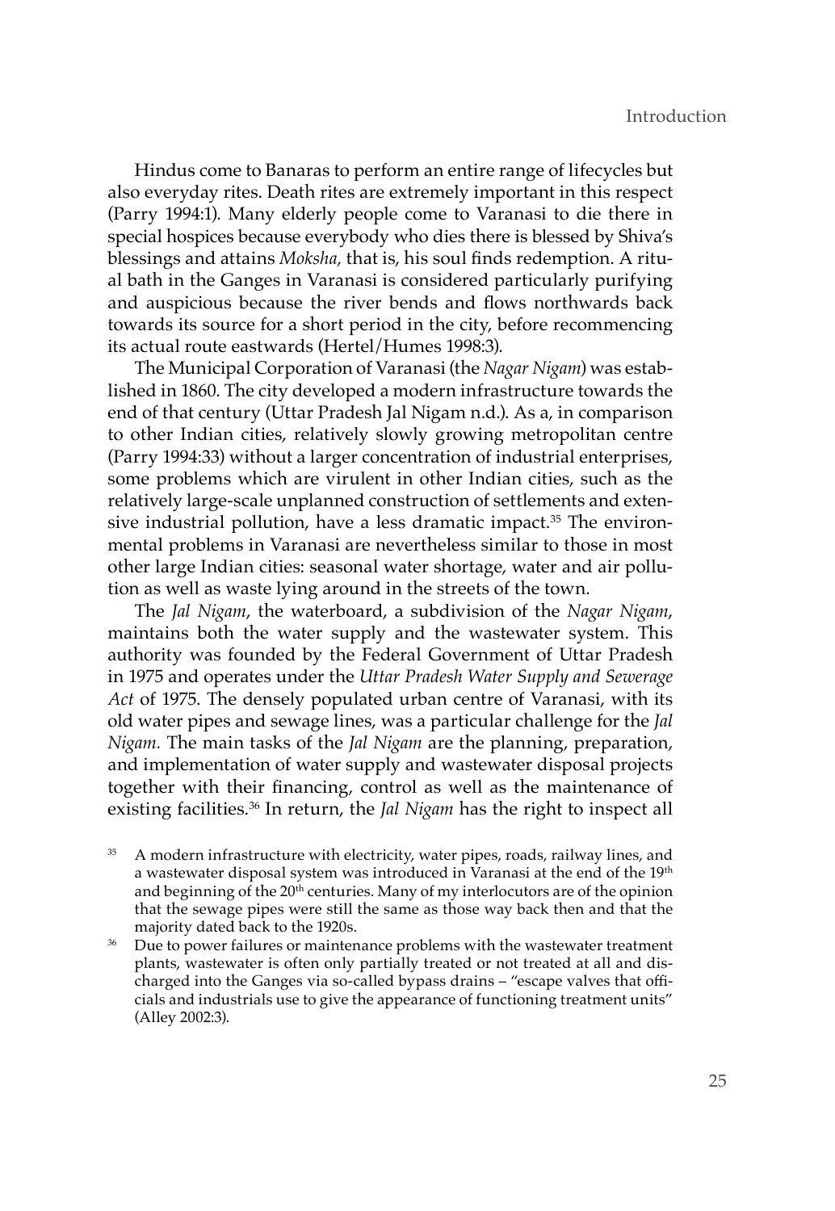Hindus come to Banaras to perform an entire range of lifecycles but also everyday rites. Death rites are extremely important in this respect (Parry 1994:1). Many elderly people come to Varanasi to die there in special hospices because everybody who dies there is blessed by Shiva's blessings and attains *Moksha*, that is, his soul finds redemption. A ritual bath in the Ganges in Varanasi is considered particularly purifying and auspicious because the river bends and flows northwards back towards its source for a short period in the city, before recommencing its actual route eastwards (Hertel/Humes 1998:3).

The Municipal Corporation of Varanasi (the *Nagar Nigam*) was established in 1860. The city developed a modern infrastructure towards the end of that century (Uttar Pradesh Jal Nigam n.d.). As a, in comparison to other Indian cities, relatively slowly growing metropolitan centre (Parry 1994:33) without a larger concentration of industrial enterprises, some problems which are virulent in other Indian cities, such as the relatively large-scale unplanned construction of settlements and extensive industrial pollution, have a less dramatic impact.[35] The environmental problems in Varanasi are nevertheless similar to those in most other large Indian cities: seasonal water shortage, water and air pollution as well as waste lying around in the streets of the town.

The *Jal Nigam*, the waterboard, a subdivision of the *Nagar Nigam*, maintains both the water supply and the wastewater system. This authority was founded by the Federal Government of Uttar Pradesh in 1975 and operates under the *Uttar Pradesh Water Supply and Sewerage Act* of 1975. The densely populated urban centre of Varanasi, with its old water pipes and sewage lines, was a particular challenge for the *Jal Nigam*. The main tasks of the *Jal Nigam* are the planning, preparation, and implementation of water supply and wastewater disposal projects together with their financing, control as well as the maintenance of existing facilities.[36] In return, the *Jal Nigam* has the right to inspect all

[35] A modern infrastructure with electricity, water pipes, roads, railway lines, and a wastewater disposal system was introduced in Varanasi at the end of the 19th and beginning of the 20th centuries. Many of my interlocutors are of the opinion that the sewage pipes were still the same as those way back then and that the majority dated back to the 1920s.

[36] Due to power failures or maintenance problems with the wastewater treatment plants, wastewater is often only partially treated or not treated at all and discharged into the Ganges via so-called bypass drains – "escape valves that officials and industrials use to give the appearance of functioning treatment units" (Alley 2002:3).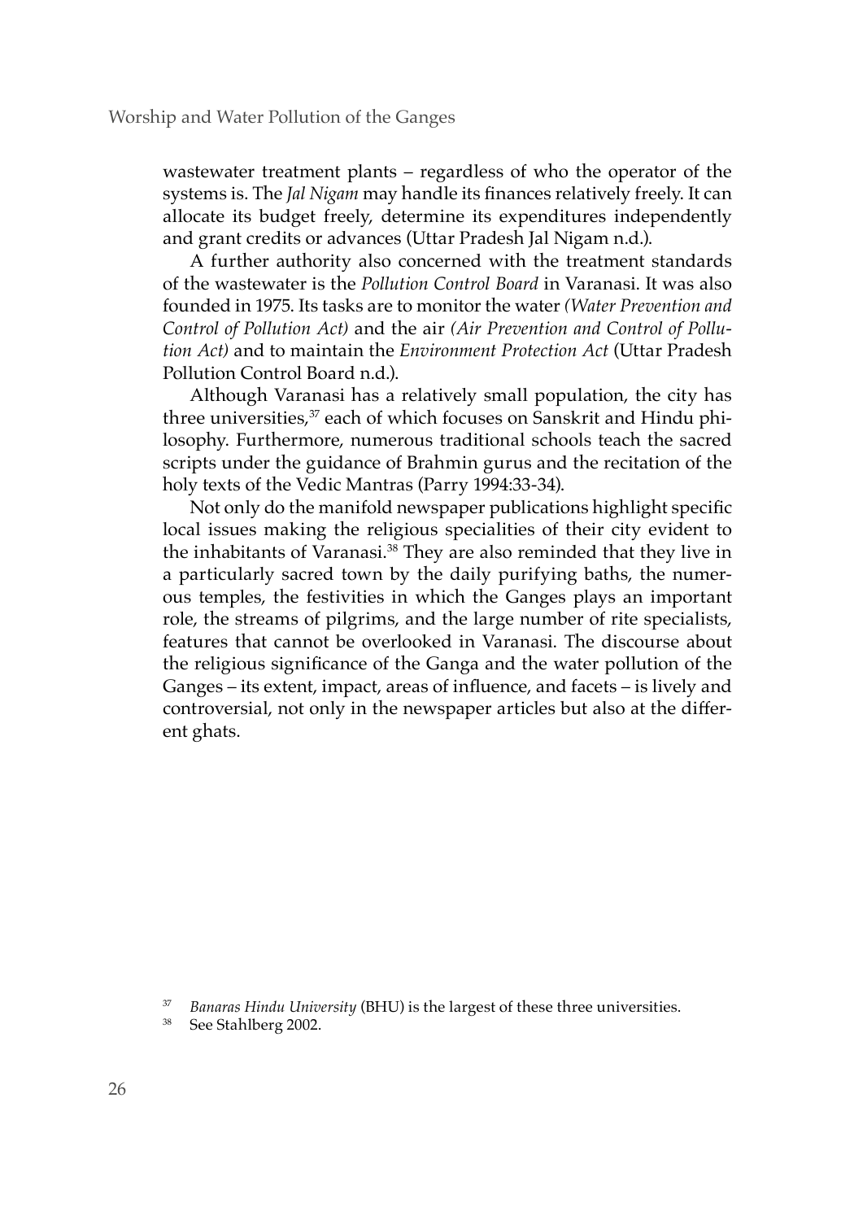wastewater treatment plants – regardless of who the operator of the systems is. The *Jal Nigam* may handle its finances relatively freely. It can allocate its budget freely, determine its expenditures independently and grant credits or advances (Uttar Pradesh Jal Nigam n.d.).

A further authority also concerned with the treatment standards of the wastewater is the *Pollution Control Board* in Varanasi. It was also founded in 1975. Its tasks are to monitor the water *(Water Prevention and Control of Pollution Act)* and the air *(Air Prevention and Control of Pollution Act)* and to maintain the *Environment Protection Act* (Uttar Pradesh Pollution Control Board n.d.).

Although Varanasi has a relatively small population, the city has three universities,[37] each of which focuses on Sanskrit and Hindu philosophy. Furthermore, numerous traditional schools teach the sacred scripts under the guidance of Brahmin gurus and the recitation of the holy texts of the Vedic Mantras (Parry 1994:33-34).

Not only do the manifold newspaper publications highlight specific local issues making the religious specialities of their city evident to the inhabitants of Varanasi.[38] They are also reminded that they live in a particularly sacred town by the daily purifying baths, the numerous temples, the festivities in which the Ganges plays an important role, the streams of pilgrims, and the large number of rite specialists, features that cannot be overlooked in Varanasi. The discourse about the religious significance of the Ganga and the water pollution of the Ganges – its extent, impact, areas of influence, and facets – is lively and controversial, not only in the newspaper articles but also at the different ghats.

[37] *Banaras Hindu University* (BHU) is the largest of these three universities.

[38] See Stahlberg 2002.